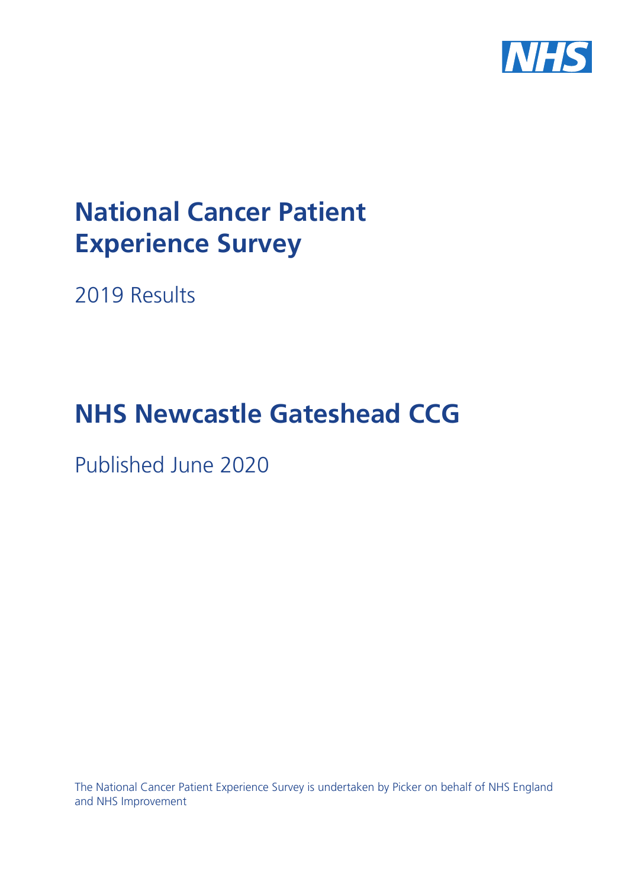# National Cancer Patient Experience Survey

2019 Results

# NHS Newcastle Gateshead CCG

Published June 2020

The National Cancer Patient Experience Survey is undertaken by Picker on behalf of NHS England and NHS Improvement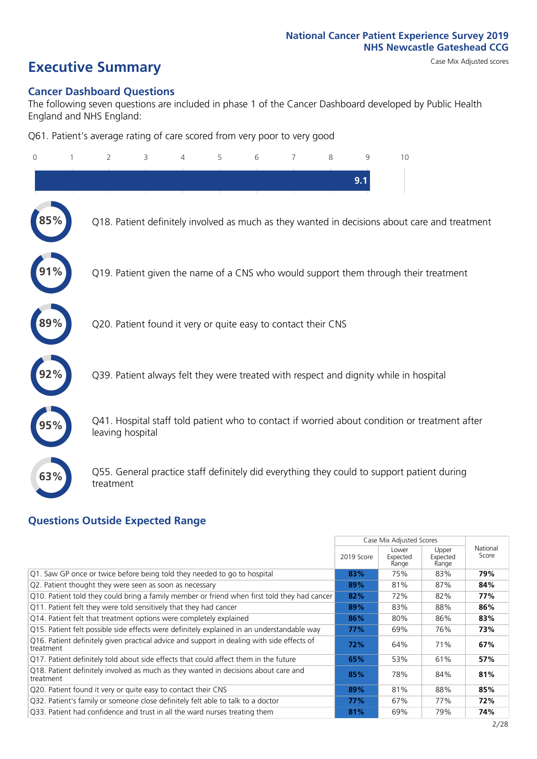National Cancer Patient Experience Survey 2019
NHS Newcastle Gateshead CCG

# Executive Summary

Case Mix Adjusted scores

## Cancer Dashboard Questions

The following seven questions are included in phase 1 of the Cancer Dashboard developed by Public Health England and NHS England:

Q61. Patient's average rating of care scored from very poor to very good

0 1 2 3 4 5 6 7 8 9 10

9.1

85% Q18. Patient definitely involved as much as they wanted in decisions about care and treatment

91% Q19. Patient given the name of a CNS who would support them through their treatment

89% Q20. Patient found it very or quite easy to contact their CNS

92% Q39. Patient always felt they were treated with respect and dignity while in hospital

95% Q41. Hospital staff told patient who to contact if worried about condition or treatment after leaving hospital

63% Q55. General practice staff definitely did everything they could to support patient during treatment

## Questions Outside Expected Range

| | Case Mix Adjusted Scores | | | National Score |
|---|---|---|---|---|
| | 2019 Score | Lower Expected Range | Upper Expected Range | |
| Q1. Saw GP once or twice before being told they needed to go to hospital | **83%** | 75% | 83% | **79%** |
| Q2. Patient thought they were seen as soon as necessary | **89%** | 81% | 87% | **84%** |
| Q10. Patient told they could bring a family member or friend when first told they had cancer | **82%** | 72% | 82% | **77%** |
| Q11. Patient felt they were told sensitively that they had cancer | **89%** | 83% | 88% | **86%** |
| Q14. Patient felt that treatment options were completely explained | **86%** | 80% | 86% | **83%** |
| Q15. Patient felt possible side effects were definitely explained in an understandable way | **77%** | 69% | 76% | **73%** |
| Q16. Patient definitely given practical advice and support in dealing with side effects of treatment | **72%** | 64% | 71% | **67%** |
| Q17. Patient definitely told about side effects that could affect them in the future | **65%** | 53% | 61% | **57%** |
| Q18. Patient definitely involved as much as they wanted in decisions about care and treatment | **85%** | 78% | 84% | **81%** |
| Q20. Patient found it very or quite easy to contact their CNS | **89%** | 81% | 88% | **85%** |
| Q32. Patient's family or someone close definitely felt able to talk to a doctor | **77%** | 67% | 77% | **72%** |
| Q33. Patient had confidence and trust in all the ward nurses treating them | **81%** | 69% | 79% | **74%** |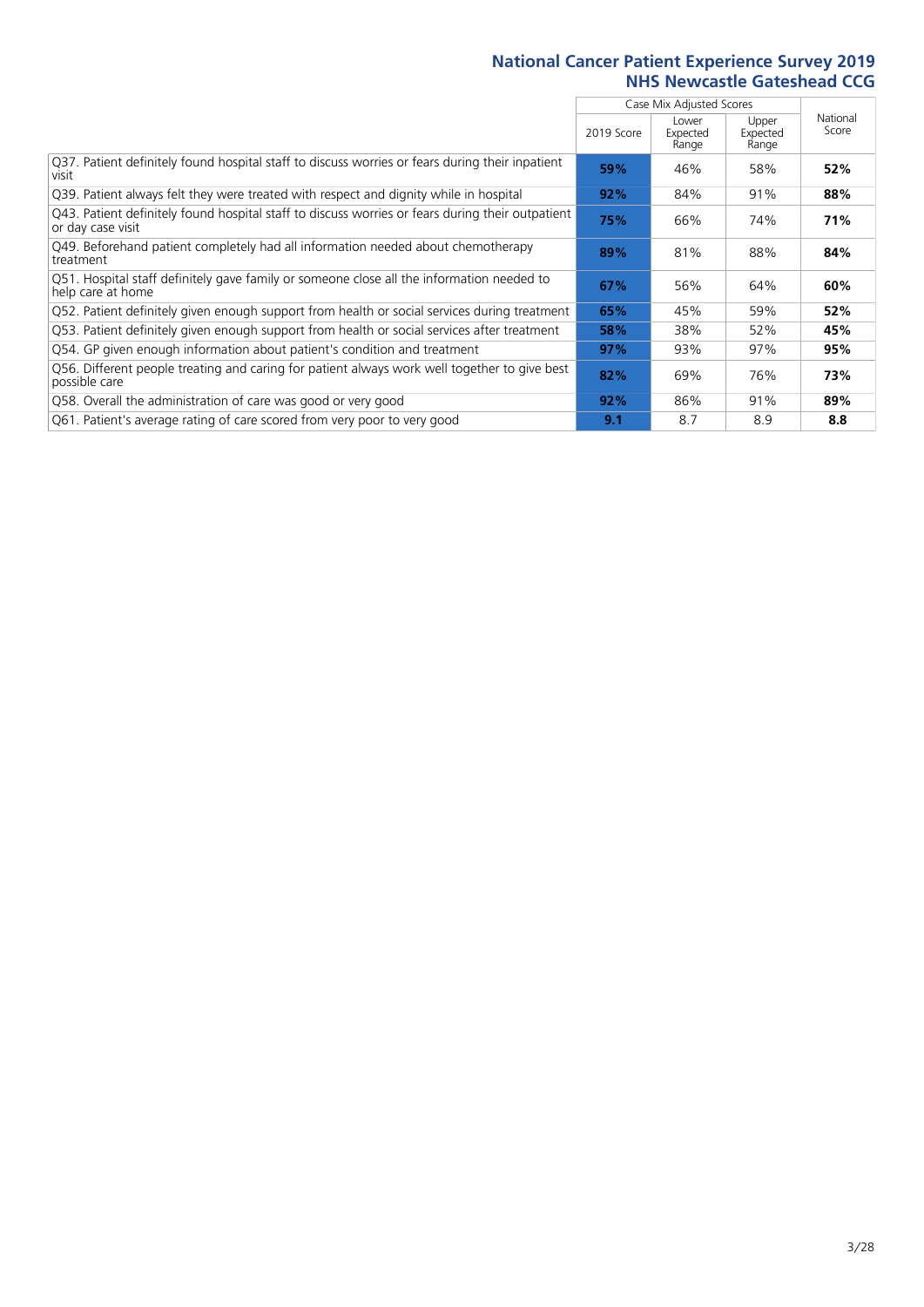# National Cancer Patient Experience Survey 2019
## NHS Newcastle Gateshead CCG

| | Case Mix Adjusted Scores | | | National Score |
|---|---|---|---|---|
| | 2019 Score | Lower Expected Range | Upper Expected Range | |
| Q37. Patient definitely found hospital staff to discuss worries or fears during their inpatient visit | **59%** | 46% | 58% | **52%** |
| Q39. Patient always felt they were treated with respect and dignity while in hospital | **92%** | 84% | 91% | **88%** |
| Q43. Patient definitely found hospital staff to discuss worries or fears during their outpatient or day case visit | **75%** | 66% | 74% | **71%** |
| Q49. Beforehand patient completely had all information needed about chemotherapy treatment | **89%** | 81% | 88% | **84%** |
| Q51. Hospital staff definitely gave family or someone close all the information needed to help care at home | **67%** | 56% | 64% | **60%** |
| Q52. Patient definitely given enough support from health or social services during treatment | **65%** | 45% | 59% | **52%** |
| Q53. Patient definitely given enough support from health or social services after treatment | **58%** | 38% | 52% | **45%** |
| Q54. GP given enough information about patient's condition and treatment | **97%** | 93% | 97% | **95%** |
| Q56. Different people treating and caring for patient always work well together to give best possible care | **82%** | 69% | 76% | **73%** |
| Q58. Overall the administration of care was good or very good | **92%** | 86% | 91% | **89%** |
| Q61. Patient's average rating of care scored from very poor to very good | **9.1** | 8.7 | 8.9 | **8.8** |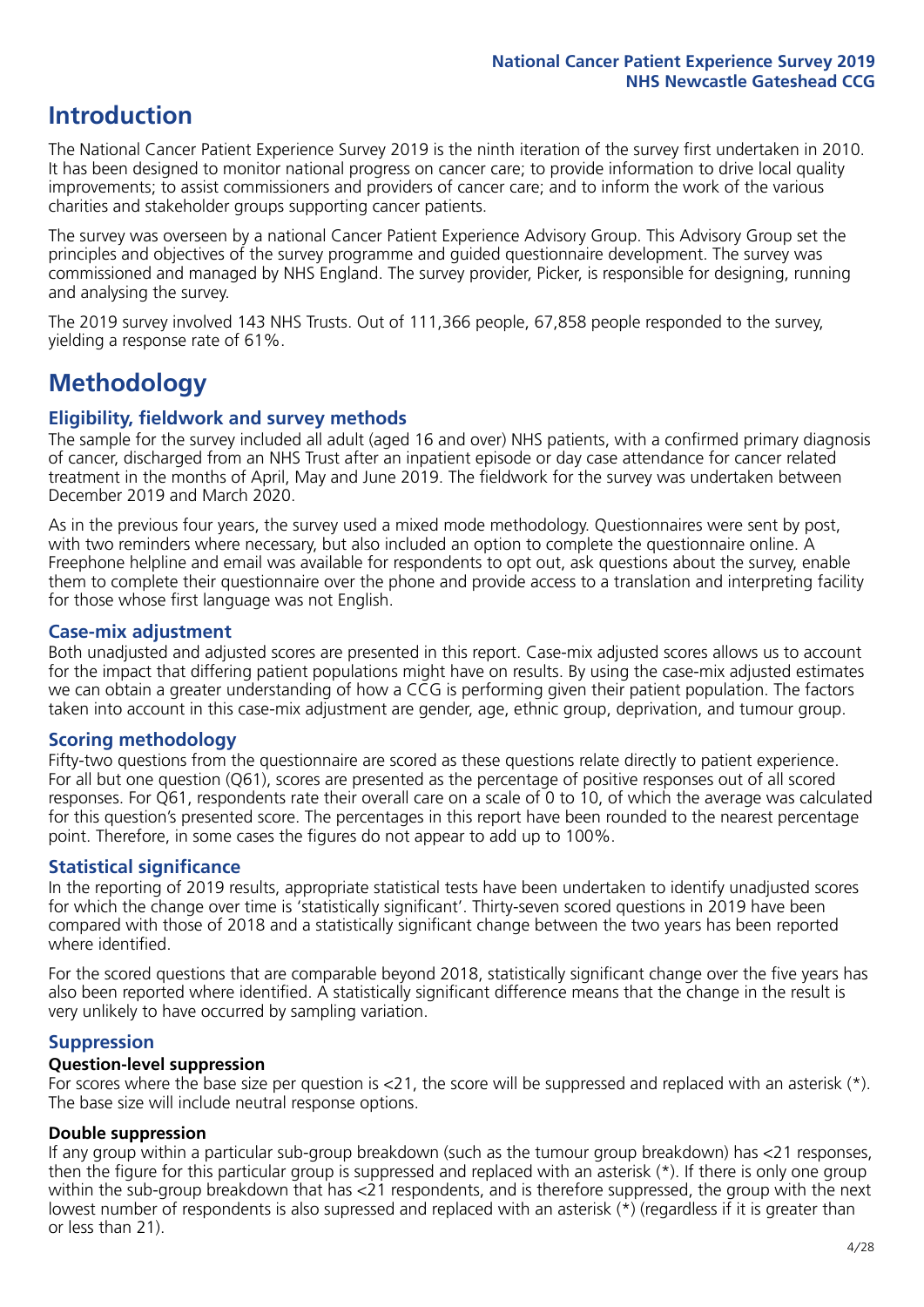# Introduction

The National Cancer Patient Experience Survey 2019 is the ninth iteration of the survey first undertaken in 2010. It has been designed to monitor national progress on cancer care; to provide information to drive local quality improvements; to assist commissioners and providers of cancer care; and to inform the work of the various charities and stakeholder groups supporting cancer patients.

The survey was overseen by a national Cancer Patient Experience Advisory Group. This Advisory Group set the principles and objectives of the survey programme and guided questionnaire development. The survey was commissioned and managed by NHS England. The survey provider, Picker, is responsible for designing, running and analysing the survey.

The 2019 survey involved 143 NHS Trusts. Out of 111,366 people, 67,858 people responded to the survey, yielding a response rate of 61%.

# Methodology

## Eligibility, fieldwork and survey methods

The sample for the survey included all adult (aged 16 and over) NHS patients, with a confirmed primary diagnosis of cancer, discharged from an NHS Trust after an inpatient episode or day case attendance for cancer related treatment in the months of April, May and June 2019. The fieldwork for the survey was undertaken between December 2019 and March 2020.

As in the previous four years, the survey used a mixed mode methodology. Questionnaires were sent by post, with two reminders where necessary, but also included an option to complete the questionnaire online. A Freephone helpline and email was available for respondents to opt out, ask questions about the survey, enable them to complete their questionnaire over the phone and provide access to a translation and interpreting facility for those whose first language was not English.

## Case-mix adjustment

Both unadjusted and adjusted scores are presented in this report. Case-mix adjusted scores allows us to account for the impact that differing patient populations might have on results. By using the case-mix adjusted estimates we can obtain a greater understanding of how a CCG is performing given their patient population. The factors taken into account in this case-mix adjustment are gender, age, ethnic group, deprivation, and tumour group.

## Scoring methodology

Fifty-two questions from the questionnaire are scored as these questions relate directly to patient experience. For all but one question (Q61), scores are presented as the percentage of positive responses out of all scored responses. For Q61, respondents rate their overall care on a scale of 0 to 10, of which the average was calculated for this question's presented score. The percentages in this report have been rounded to the nearest percentage point. Therefore, in some cases the figures do not appear to add up to 100%.

## Statistical significance

In the reporting of 2019 results, appropriate statistical tests have been undertaken to identify unadjusted scores for which the change over time is 'statistically significant'. Thirty-seven scored questions in 2019 have been compared with those of 2018 and a statistically significant change between the two years has been reported where identified.

For the scored questions that are comparable beyond 2018, statistically significant change over the five years has also been reported where identified. A statistically significant difference means that the change in the result is very unlikely to have occurred by sampling variation.

## Suppression

### Question-level suppression

For scores where the base size per question is <21, the score will be suppressed and replaced with an asterisk (*). The base size will include neutral response options.

### Double suppression

If any group within a particular sub-group breakdown (such as the tumour group breakdown) has <21 responses, then the figure for this particular group is suppressed and replaced with an asterisk (*). If there is only one group within the sub-group breakdown that has <21 respondents, and is therefore suppressed, the group with the next lowest number of respondents is also supressed and replaced with an asterisk (*) (regardless if it is greater than or less than 21).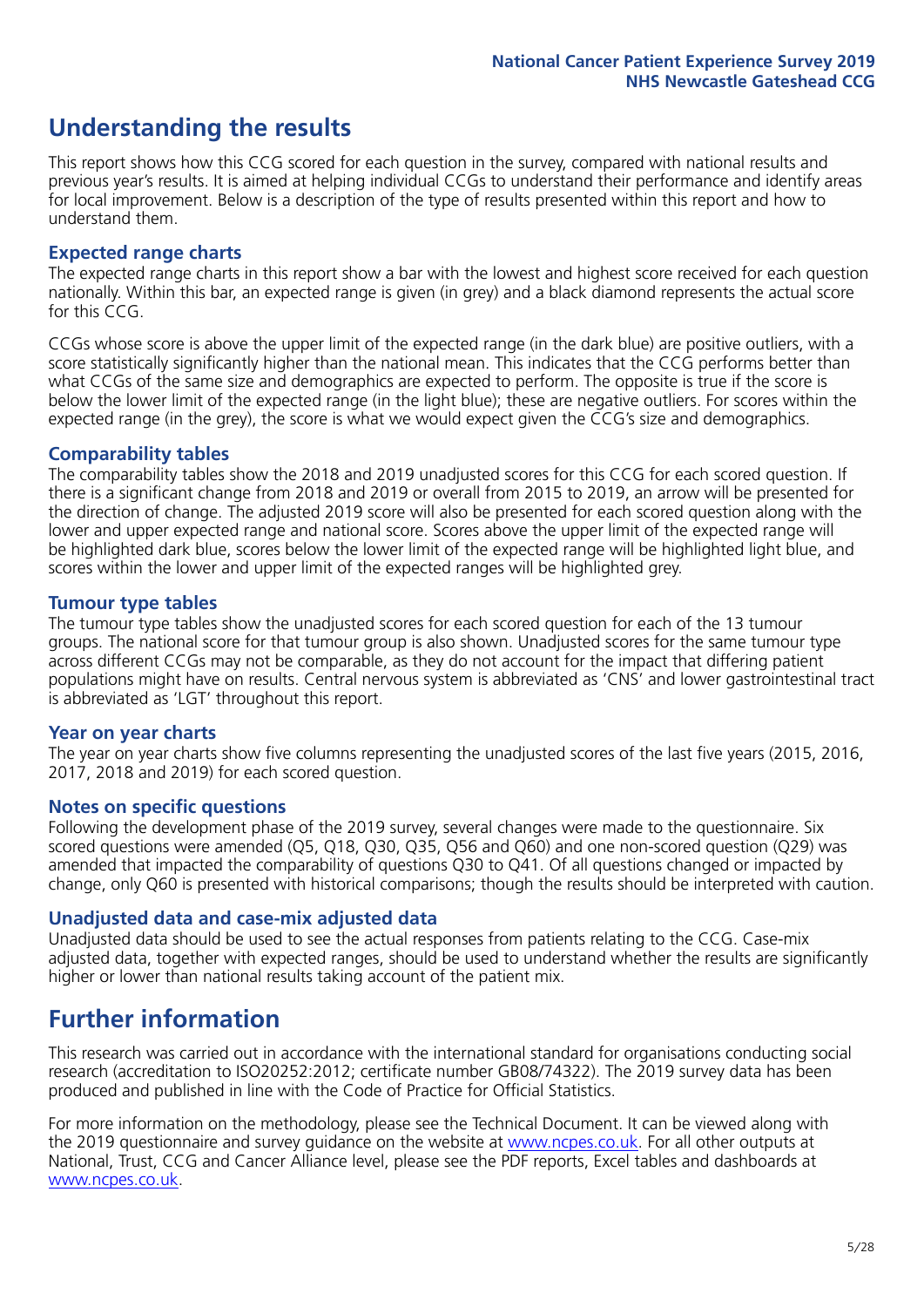## Understanding the results

This report shows how this CCG scored for each question in the survey, compared with national results and previous year's results. It is aimed at helping individual CCGs to understand their performance and identify areas for local improvement. Below is a description of the type of results presented within this report and how to understand them.

### Expected range charts

The expected range charts in this report show a bar with the lowest and highest score received for each question nationally. Within this bar, an expected range is given (in grey) and a black diamond represents the actual score for this CCG.

CCGs whose score is above the upper limit of the expected range (in the dark blue) are positive outliers, with a score statistically significantly higher than the national mean. This indicates that the CCG performs better than what CCGs of the same size and demographics are expected to perform. The opposite is true if the score is below the lower limit of the expected range (in the light blue); these are negative outliers. For scores within the expected range (in the grey), the score is what we would expect given the CCG's size and demographics.

### Comparability tables

The comparability tables show the 2018 and 2019 unadjusted scores for this CCG for each scored question. If there is a significant change from 2018 and 2019 or overall from 2015 to 2019, an arrow will be presented for the direction of change. The adjusted 2019 score will also be presented for each scored question along with the lower and upper expected range and national score. Scores above the upper limit of the expected range will be highlighted dark blue, scores below the lower limit of the expected range will be highlighted light blue, and scores within the lower and upper limit of the expected ranges will be highlighted grey.

### Tumour type tables

The tumour type tables show the unadjusted scores for each scored question for each of the 13 tumour groups. The national score for that tumour group is also shown. Unadjusted scores for the same tumour type across different CCGs may not be comparable, as they do not account for the impact that differing patient populations might have on results. Central nervous system is abbreviated as 'CNS' and lower gastrointestinal tract is abbreviated as 'LGT' throughout this report.

### Year on year charts

The year on year charts show five columns representing the unadjusted scores of the last five years (2015, 2016, 2017, 2018 and 2019) for each scored question.

### Notes on specific questions

Following the development phase of the 2019 survey, several changes were made to the questionnaire. Six scored questions were amended (Q5, Q18, Q30, Q35, Q56 and Q60) and one non-scored question (Q29) was amended that impacted the comparability of questions Q30 to Q41. Of all questions changed or impacted by change, only Q60 is presented with historical comparisons; though the results should be interpreted with caution.

### Unadjusted data and case-mix adjusted data

Unadjusted data should be used to see the actual responses from patients relating to the CCG. Case-mix adjusted data, together with expected ranges, should be used to understand whether the results are significantly higher or lower than national results taking account of the patient mix.

## Further information

This research was carried out in accordance with the international standard for organisations conducting social research (accreditation to ISO20252:2012; certificate number GB08/74322). The 2019 survey data has been produced and published in line with the Code of Practice for Official Statistics.

For more information on the methodology, please see the Technical Document. It can be viewed along with the 2019 questionnaire and survey guidance on the website at www.ncpes.co.uk. For all other outputs at National, Trust, CCG and Cancer Alliance level, please see the PDF reports, Excel tables and dashboards at www.ncpes.co.uk.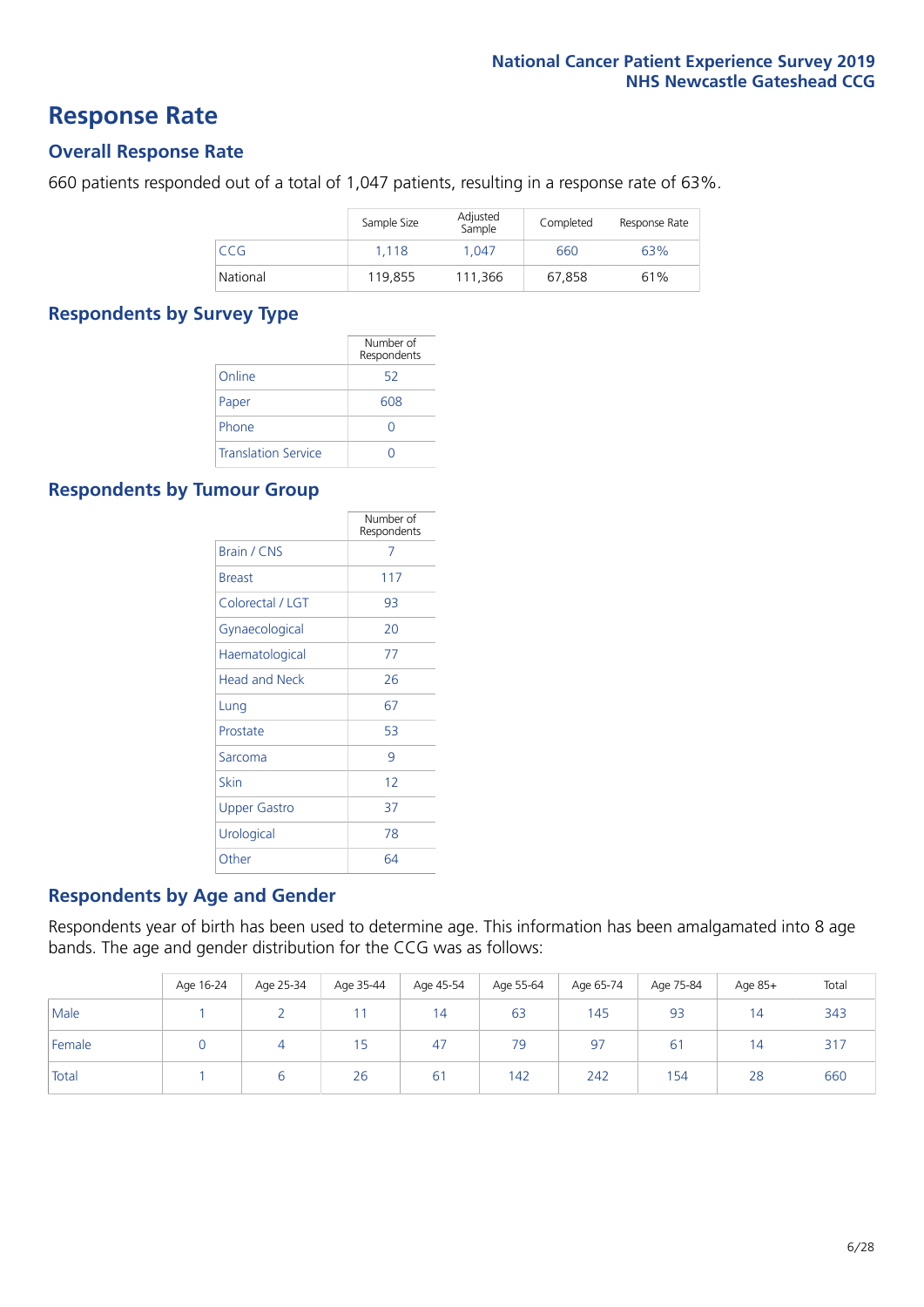# Response Rate

## Overall Response Rate

660 patients responded out of a total of 1,047 patients, resulting in a response rate of 63%.

| | Sample Size | Adjusted Sample | Completed | Response Rate |
|---|---|---|---|---|
| CCG | 1,118 | 1,047 | 660 | 63% |
| National | 119,855 | 111,366 | 67,858 | 61% |

## Respondents by Survey Type

| | Number of Respondents |
|---|---|
| Online | 52 |
| Paper | 608 |
| Phone | 0 |
| Translation Service | 0 |

## Respondents by Tumour Group

| | Number of Respondents |
|---|---|
| Brain / CNS | 7 |
| Breast | 117 |
| Colorectal / LGT | 93 |
| Gynaecological | 20 |
| Haematological | 77 |
| Head and Neck | 26 |
| Lung | 67 |
| Prostate | 53 |
| Sarcoma | 9 |
| Skin | 12 |
| Upper Gastro | 37 |
| Urological | 78 |
| Other | 64 |

## Respondents by Age and Gender

Respondents year of birth has been used to determine age. This information has been amalgamated into 8 age bands. The age and gender distribution for the CCG was as follows:

| | Age 16-24 | Age 25-34 | Age 35-44 | Age 45-54 | Age 55-64 | Age 65-74 | Age 75-84 | Age 85+ | Total |
|---|---|---|---|---|---|---|---|---|---|
| Male | 1 | 2 | 11 | 14 | 63 | 145 | 93 | 14 | 343 |
| Female | 0 | 4 | 15 | 47 | 79 | 97 | 61 | 14 | 317 |
| Total | 1 | 6 | 26 | 61 | 142 | 242 | 154 | 28 | 660 |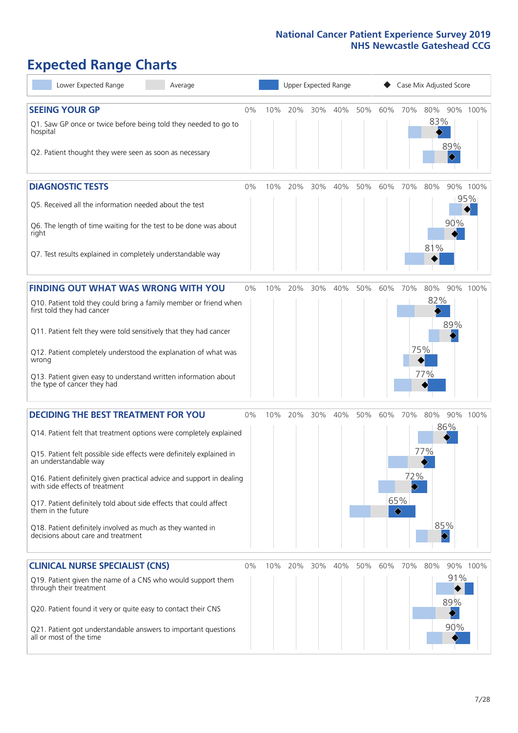National Cancer Patient Experience Survey 2019
NHS Newcastle Gateshead CCG

# Expected Range Charts

Lower Expected Range | Average | Upper Expected Range | Case Mix Adjusted Score

## SEEING YOUR GP

0% 10% 20% 30% 40% 50% 60% 70% 80% 90% 100%

Q1. Saw GP once or twice before being told they needed to go to hospital
83%

Q2. Patient thought they were seen as soon as necessary
89%

## DIAGNOSTIC TESTS

0% 10% 20% 30% 40% 50% 60% 70% 80% 90% 100%

Q5. Received all the information needed about the test
95%

Q6. The length of time waiting for the test to be done was about right
90%

Q7. Test results explained in completely understandable way
81%

## FINDING OUT WHAT WAS WRONG WITH YOU

0% 10% 20% 30% 40% 50% 60% 70% 80% 90% 100%

Q10. Patient told they could bring a family member or friend when first told they had cancer
82%

Q11. Patient felt they were told sensitively that they had cancer
89%

Q12. Patient completely understood the explanation of what was wrong
75%

Q13. Patient given easy to understand written information about the type of cancer they had
77%

## DECIDING THE BEST TREATMENT FOR YOU

0% 10% 20% 30% 40% 50% 60% 70% 80% 90% 100%

Q14. Patient felt that treatment options were completely explained
86%

Q15. Patient felt possible side effects were definitely explained in an understandable way
77%

Q16. Patient definitely given practical advice and support in dealing with side effects of treatment
72%

Q17. Patient definitely told about side effects that could affect them in the future
65%

Q18. Patient definitely involved as much as they wanted in decisions about care and treatment
85%

## CLINICAL NURSE SPECIALIST (CNS)

0% 10% 20% 30% 40% 50% 60% 70% 80% 90% 100%

Q19. Patient given the name of a CNS who would support them through their treatment
91%

Q20. Patient found it very or quite easy to contact their CNS
89%

Q21. Patient got understandable answers to important questions all or most of the time
90%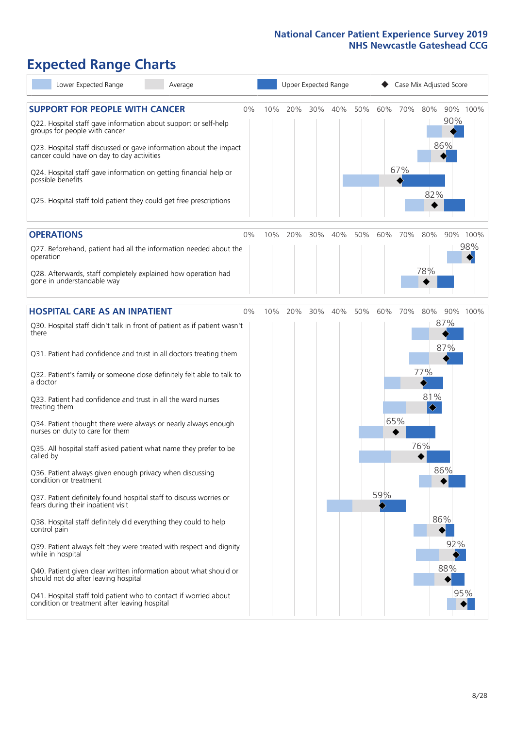National Cancer Patient Experience Survey 2019
NHS Newcastle Gateshead CCG

# Expected Range Charts

Lower Expected Range | Average | Upper Expected Range | Case Mix Adjusted Score

## SUPPORT FOR PEOPLE WITH CANCER

0% 10% 20% 30% 40% 50% 60% 70% 80% 90% 100%

Q22. Hospital staff gave information about support or self-help groups for people with cancer
90%

Q23. Hospital staff discussed or gave information about the impact cancer could have on day to day activities
86%

Q24. Hospital staff gave information on getting financial help or possible benefits
67%

Q25. Hospital staff told patient they could get free prescriptions
82%

## OPERATIONS

0% 10% 20% 30% 40% 50% 60% 70% 80% 90% 100%

Q27. Beforehand, patient had all the information needed about the operation
98%

Q28. Afterwards, staff completely explained how operation had gone in understandable way
78%

## HOSPITAL CARE AS AN INPATIENT

0% 10% 20% 30% 40% 50% 60% 70% 80% 90% 100%

Q30. Hospital staff didn't talk in front of patient as if patient wasn't there
87%

Q31. Patient had confidence and trust in all doctors treating them
87%

Q32. Patient's family or someone close definitely felt able to talk to a doctor
77%

Q33. Patient had confidence and trust in all the ward nurses treating them
81%

Q34. Patient thought there were always or nearly always enough nurses on duty to care for them
65%

Q35. All hospital staff asked patient what name they prefer to be called by
76%

Q36. Patient always given enough privacy when discussing condition or treatment
86%

Q37. Patient definitely found hospital staff to discuss worries or fears during their inpatient visit
59%

Q38. Hospital staff definitely did everything they could to help control pain
86%

Q39. Patient always felt they were treated with respect and dignity while in hospital
92%

Q40. Patient given clear written information about what should or should not do after leaving hospital
88%

Q41. Hospital staff told patient who to contact if worried about condition or treatment after leaving hospital
95%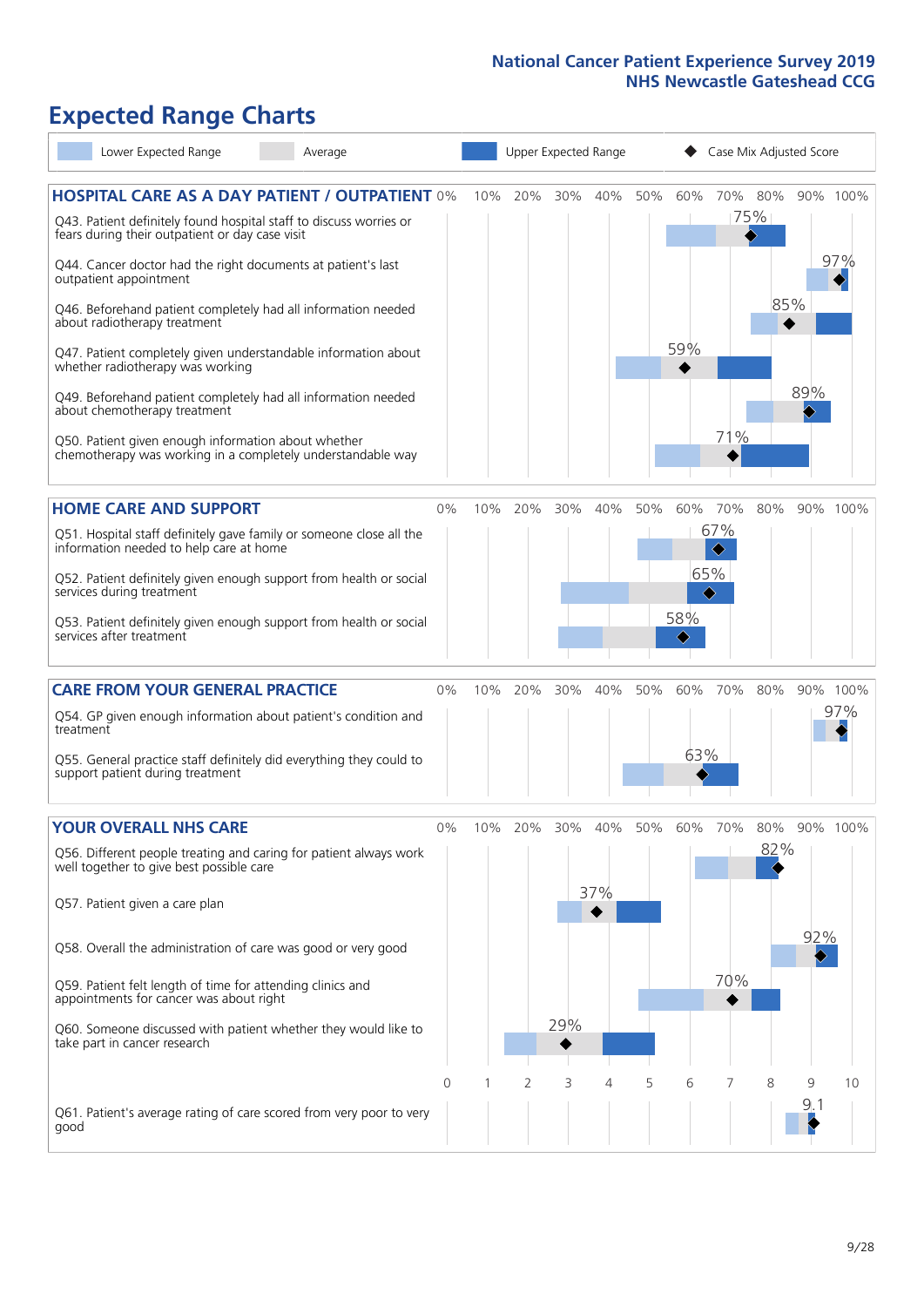National Cancer Patient Experience Survey 2019
NHS Newcastle Gateshead CCG

# Expected Range Charts

Lower Expected Range | Average | Upper Expected Range | Case Mix Adjusted Score

## HOSPITAL CARE AS A DAY PATIENT / OUTPATIENT

0% 10% 20% 30% 40% 50% 60% 70% 80% 90% 100%

Q43. Patient definitely found hospital staff to discuss worries or fears during their outpatient or day case visit
75%

Q44. Cancer doctor had the right documents at patient's last outpatient appointment
97%

Q46. Beforehand patient completely had all information needed about radiotherapy treatment
85%

Q47. Patient completely given understandable information about whether radiotherapy treatment was working
59%

Q49. Beforehand patient completely had all information needed about chemotherapy treatment
89%

Q50. Patient given enough information about whether chemotherapy was working in a completely understandable way
71%

## HOME CARE AND SUPPORT

0% 10% 20% 30% 40% 50% 60% 70% 80% 90% 100%

Q51. Hospital staff definitely gave family or someone close all the information needed to help care at home
67%

Q52. Patient definitely given enough support from health or social services during treatment
65%

Q53. Patient definitely given enough support from health or social services after treatment
58%

## CARE FROM YOUR GENERAL PRACTICE

0% 10% 20% 30% 40% 50% 60% 70% 80% 90% 100%

Q54. GP given enough information about patient's condition and treatment
97%

Q55. General practice staff definitely did everything they could to support patient during treatment
63%

## YOUR OVERALL NHS CARE

0% 10% 20% 30% 40% 50% 60% 70% 80% 90% 100%

Q56. Different people treating and caring for patient always work well together to give best possible care
82%

Q57. Patient given a care plan
37%

Q58. Overall the administration of care was good or very good
92%

Q59. Patient felt length of time for attending clinics and appointments for cancer was about right
70%

Q60. Someone discussed with patient whether they would like to take part in cancer research
29%

0 1 2 3 4 5 6 7 8 9 10

Q61. Patient's average rating of care scored from very poor to very good
9.1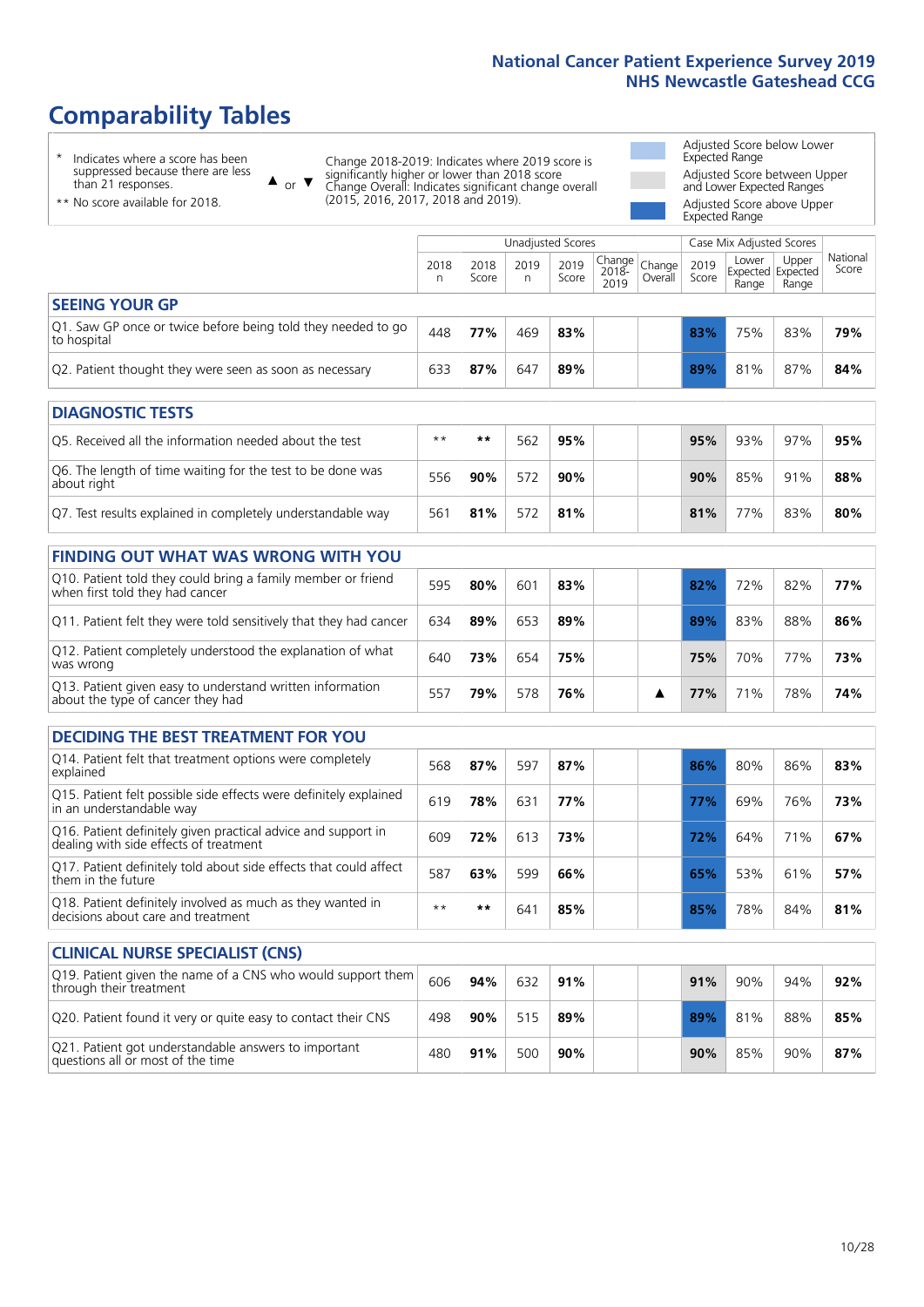# Comparability Tables

\* Indicates where a score has been suppressed because there are less than 21 responses.

\*\* No score available for 2018.

▲ or ▼ Change 2018-2019: Indicates where 2019 score is significantly higher or lower than 2018 score. Change Overall: Indicates significant change overall (2015, 2016, 2017, 2018 and 2019).

Adjusted Score below Lower Expected Range

Adjusted Score between Upper and Lower Expected Ranges

Adjusted Score above Upper Expected Range

| | Unadjusted Scores | | | | | | Case Mix Adjusted Scores | | | |
|---|---|---|---|---|---|---|---|---|---|---|
| | 2018 n | 2018 Score | 2019 n | 2019 Score | Change 2018-2019 | Change Overall | 2019 Score | Lower Expected Range | Upper Expected Range | National Score |
| **SEEING YOUR GP** | | | | | | | | | | |
| Q1. Saw GP once or twice before being told they needed to go to hospital | 448 | **77%** | 469 | **83%** | | | **83%** | 75% | 83% | **79%** |
| Q2. Patient thought they were seen as soon as necessary | 633 | **87%** | 647 | **89%** | | | **89%** | 81% | 87% | **84%** |
| **DIAGNOSTIC TESTS** | | | | | | | | | | |
| Q5. Received all the information needed about the test | ** | ** | 562 | **95%** | | | **95%** | 93% | 97% | **95%** |
| Q6. The length of time waiting for the test to be done was about right | 556 | **90%** | 572 | **90%** | | | **90%** | 85% | 91% | **88%** |
| Q7. Test results explained in completely understandable way | 561 | **81%** | 572 | **81%** | | | **81%** | 77% | 83% | **80%** |
| **FINDING OUT WHAT WAS WRONG WITH YOU** | | | | | | | | | | |
| Q10. Patient told they could bring a family member or friend when first told they had cancer | 595 | **80%** | 601 | **83%** | | | **82%** | 72% | 82% | **77%** |
| Q11. Patient felt they were told sensitively that they had cancer | 634 | **89%** | 653 | **89%** | | | **89%** | 83% | 88% | **86%** |
| Q12. Patient completely understood the explanation of what was wrong | 640 | **73%** | 654 | **75%** | | | **75%** | 70% | 77% | **73%** |
| Q13. Patient given easy to understand written information about the type of cancer they had | 557 | **79%** | 578 | **76%** | | ▲ | **77%** | 71% | 78% | **74%** |
| **DECIDING THE BEST TREATMENT FOR YOU** | | | | | | | | | | |
| Q14. Patient felt that treatment options were completely explained | 568 | **87%** | 597 | **87%** | | | **86%** | 80% | 86% | **83%** |
| Q15. Patient felt possible side effects were definitely explained in an understandable way | 619 | **78%** | 631 | **77%** | | | **77%** | 69% | 76% | **73%** |
| Q16. Patient definitely given practical advice and support in dealing with side effects of treatment | 609 | **72%** | 613 | **73%** | | | **72%** | 64% | 71% | **67%** |
| Q17. Patient definitely told about side effects that could affect them in the future | 587 | **63%** | 599 | **66%** | | | **65%** | 53% | 61% | **57%** |
| Q18. Patient definitely involved as much as they wanted in decisions about care and treatment | ** | ** | 641 | **85%** | | | **85%** | 78% | 84% | **81%** |
| **CLINICAL NURSE SPECIALIST (CNS)** | | | | | | | | | | |
| Q19. Patient given the name of a CNS who would support them through their treatment | 606 | **94%** | 632 | **91%** | | | **91%** | 90% | 94% | **92%** |
| Q20. Patient found it very or quite easy to contact their CNS | 498 | **90%** | 515 | **89%** | | | **89%** | 81% | 88% | **85%** |
| Q21. Patient got understandable answers to important questions all or most of the time | 480 | **91%** | 500 | **90%** | | | **90%** | 85% | 90% | **87%** |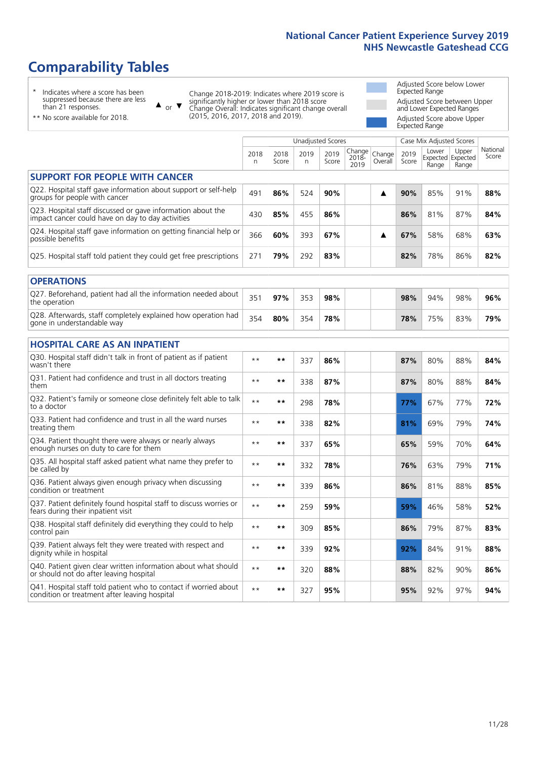# Comparability Tables

- \* Indicates where a score has been suppressed because there are less than 21 responses.
- \*\* No score available for 2018.

▲ or ▼ Change 2018-2019: Indicates where 2019 score is significantly higher or lower than 2018 score. Change Overall: Indicates significant change overall (2015, 2016, 2017, 2018 and 2019).

- Adjusted Score below Lower Expected Range
- Adjusted Score between Upper and Lower Expected Ranges
- Adjusted Score above Upper Expected Range

| | Unadjusted Scores | | | | | | Case Mix Adjusted Scores | | | |
|---|---|---|---|---|---|---|---|---|---|---|
| | 2018 n | 2018 Score | 2019 n | 2019 Score | Change 2018-2019 | Change Overall | 2019 Score | Lower Expected Range | Upper Expected Range | National Score |
| **SUPPORT FOR PEOPLE WITH CANCER** | | | | | | | | | | |
| Q22. Hospital staff gave information about support or self-help groups for people with cancer | 491 | 86% | 524 | 90% | | ▲ | 90% | 85% | 91% | 88% |
| Q23. Hospital staff discussed or gave information about the impact cancer could have on day to day activities | 430 | 85% | 455 | 86% | | | 86% | 81% | 87% | 84% |
| Q24. Hospital staff gave information on getting financial help or possible benefits | 366 | 60% | 393 | 67% | | ▲ | 67% | 58% | 68% | 63% |
| Q25. Hospital staff told patient they could get free prescriptions | 271 | 79% | 292 | 83% | | | 82% | 78% | 86% | 82% |
| **OPERATIONS** | | | | | | | | | | |
| Q27. Beforehand, patient had all the information needed about the operation | 351 | 97% | 353 | 98% | | | 98% | 94% | 98% | 96% |
| Q28. Afterwards, staff completely explained how operation had gone in understandable way | 354 | 80% | 354 | 78% | | | 78% | 75% | 83% | 79% |
| **HOSPITAL CARE AS AN INPATIENT** | | | | | | | | | | |
| Q30. Hospital staff didn't talk in front of patient as if patient wasn't there | ** | ** | 337 | 86% | | | 87% | 80% | 88% | 84% |
| Q31. Patient had confidence and trust in all doctors treating them | ** | ** | 338 | 87% | | | 87% | 80% | 88% | 84% |
| Q32. Patient's family or someone close definitely felt able to talk to a doctor | ** | ** | 298 | 78% | | | 77% | 67% | 77% | 72% |
| Q33. Patient had confidence and trust in all the ward nurses treating them | ** | ** | 338 | 82% | | | 81% | 69% | 79% | 74% |
| Q34. Patient thought there were always or nearly always enough nurses on duty to care for them | ** | ** | 337 | 65% | | | 65% | 59% | 70% | 64% |
| Q35. All hospital staff asked patient what name they prefer to be called by | ** | ** | 332 | 78% | | | 76% | 63% | 79% | 71% |
| Q36. Patient always given enough privacy when discussing condition or treatment | ** | ** | 339 | 86% | | | 86% | 81% | 88% | 85% |
| Q37. Patient definitely found hospital staff to discuss worries or fears during their inpatient visit | ** | ** | 259 | 59% | | | 59% | 46% | 58% | 52% |
| Q38. Hospital staff definitely did everything they could to help control pain | ** | ** | 309 | 85% | | | 86% | 79% | 87% | 83% |
| Q39. Patient always felt they were treated with respect and dignity while in hospital | ** | ** | 339 | 92% | | | 92% | 84% | 91% | 88% |
| Q40. Patient given clear written information about what should or should not do after leaving hospital | ** | ** | 320 | 88% | | | 88% | 82% | 90% | 86% |
| Q41. Hospital staff told patient who to contact if worried about condition or treatment after leaving hospital | ** | ** | 327 | 95% | | | 95% | 92% | 97% | 94% |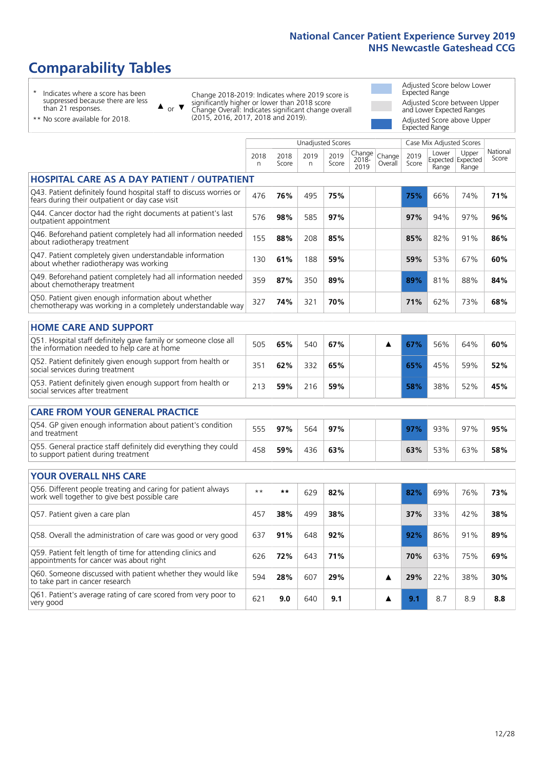# Comparability Tables

\* Indicates where a score has been suppressed because there are less than 21 responses.

\*\* No score available for 2018.

▲ or ▼ Change 2018-2019: Indicates where 2019 score is significantly higher or lower than 2018 score. Change Overall: Indicates significant change overall (2015, 2016, 2017, 2018 and 2019).

Adjusted Score below Lower Expected Range

Adjusted Score between Upper and Lower Expected Ranges

Adjusted Score above Upper Expected Range

| | Unadjusted Scores | | | | | | Case Mix Adjusted Scores | | | |
|---|---|---|---|---|---|---|---|---|---|---|
| | 2018 n | 2018 Score | 2019 n | 2019 Score | Change 2018-2019 | Change Overall | 2019 Score | Lower Expected Range | Upper Expected Range | National Score |
| **HOSPITAL CARE AS A DAY PATIENT / OUTPATIENT** | | | | | | | | | | |
| Q43. Patient definitely found hospital staff to discuss worries or fears during their outpatient or day case visit | 476 | **76%** | 495 | **75%** | | | **75%** | 66% | 74% | **71%** |
| Q44. Cancer doctor had the right documents at patient's last outpatient appointment | 576 | **98%** | 585 | **97%** | | | **97%** | 94% | 97% | **96%** |
| Q46. Beforehand patient completely had all information needed about radiotherapy treatment | 155 | **88%** | 208 | **85%** | | | **85%** | 82% | 91% | **86%** |
| Q47. Patient completely given understandable information about whether radiotherapy was working | 130 | **61%** | 188 | **59%** | | | **59%** | 53% | 67% | **60%** |
| Q49. Beforehand patient completely had all information needed about chemotherapy treatment | 359 | **87%** | 350 | **89%** | | | **89%** | 81% | 88% | **84%** |
| Q50. Patient given enough information about whether chemotherapy was working in a completely understandable way | 327 | **74%** | 321 | **70%** | | | **71%** | 62% | 73% | **68%** |
| **HOME CARE AND SUPPORT** | | | | | | | | | | |
| Q51. Hospital staff definitely gave family or someone close all the information needed to help care at home | 505 | **65%** | 540 | **67%** | | ▲ | **67%** | 56% | 64% | **60%** |
| Q52. Patient definitely given enough support from health or social services during treatment | 351 | **62%** | 332 | **65%** | | | **65%** | 45% | 59% | **52%** |
| Q53. Patient definitely given enough support from health or social services after treatment | 213 | **59%** | 216 | **59%** | | | **58%** | 38% | 52% | **45%** |
| **CARE FROM YOUR GENERAL PRACTICE** | | | | | | | | | | |
| Q54. GP given enough information about patient's condition and treatment | 555 | **97%** | 564 | **97%** | | | **97%** | 93% | 97% | **95%** |
| Q55. General practice staff definitely did everything they could to support patient during treatment | 458 | **59%** | 436 | **63%** | | | **63%** | 53% | 63% | **58%** |
| **YOUR OVERALL NHS CARE** | | | | | | | | | | |
| Q56. Different people treating and caring for patient always work well together to give best possible care | ** | ** | 629 | **82%** | | | **82%** | 69% | 76% | **73%** |
| Q57. Patient given a care plan | 457 | **38%** | 499 | **38%** | | | **37%** | 33% | 42% | **38%** |
| Q58. Overall the administration of care was good or very good | 637 | **91%** | 648 | **92%** | | | **92%** | 86% | 91% | **89%** |
| Q59. Patient felt length of time for attending clinics and appointments for cancer was about right | 626 | **72%** | 643 | **71%** | | | **70%** | 63% | 75% | **69%** |
| Q60. Someone discussed with patient whether they would like to take part in cancer research | 594 | **28%** | 607 | **29%** | | ▲ | **29%** | 22% | 38% | **30%** |
| Q61. Patient's average rating of care scored from very poor to very good | 621 | **9.0** | 640 | **9.1** | | ▲ | **9.1** | 8.7 | 8.9 | **8.8** |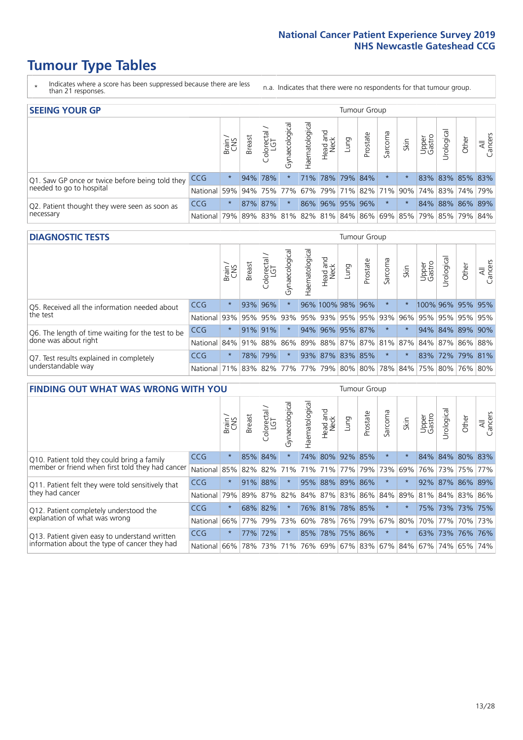# Tumour Type Tables

\* Indicates where a score has been suppressed because there are less than 21 responses.

n.a. Indicates that there were no respondents for that tumour group.

## SEEING YOUR GP

| | | Brain / CNS | Breast | Colorectal / LGT | Gynaecological | Haematological | Head and Neck | Lung | Prostate | Sarcoma | Skin | Upper Gastro | Urological | Other | All Cancers |
|---|---|---|---|---|---|---|---|---|---|---|---|---|---|---|---|
| Q1. Saw GP once or twice before being told they needed to go to hospital | CCG | * | 94% | 78% | * | 71% | 78% | 79% | 84% | * | * | 83% | 83% | 85% | 83% |
| | National | 59% | 94% | 75% | 77% | 67% | 79% | 71% | 82% | 71% | 90% | 74% | 83% | 74% | 79% |
| Q2. Patient thought they were seen as soon as necessary | CCG | * | 87% | 87% | * | 86% | 96% | 95% | 96% | * | * | 84% | 88% | 86% | 89% |
| | National | 79% | 89% | 83% | 81% | 82% | 81% | 84% | 86% | 69% | 85% | 79% | 85% | 79% | 84% |

## DIAGNOSTIC TESTS

| | | Brain / CNS | Breast | Colorectal / LGT | Gynaecological | Haematological | Head and Neck | Lung | Prostate | Sarcoma | Skin | Upper Gastro | Urological | Other | All Cancers |
|---|---|---|---|---|---|---|---|---|---|---|---|---|---|---|---|
| Q5. Received all the information needed about the test | CCG | * | 93% | 96% | * | 96% | 100% | 98% | 96% | * | * | 100% | 96% | 95% | 95% |
| | National | 93% | 95% | 95% | 93% | 95% | 93% | 95% | 95% | 93% | 96% | 95% | 95% | 95% | 95% |
| Q6. The length of time waiting for the test to be done was about right | CCG | * | 91% | 91% | * | 94% | 96% | 95% | 87% | * | * | 94% | 84% | 89% | 90% |
| | National | 84% | 91% | 88% | 86% | 89% | 88% | 87% | 87% | 81% | 87% | 84% | 87% | 86% | 88% |
| Q7. Test results explained in completely understandable way | CCG | * | 78% | 79% | * | 93% | 87% | 83% | 85% | * | * | 83% | 72% | 79% | 81% |
| | National | 71% | 83% | 82% | 77% | 77% | 79% | 80% | 80% | 78% | 84% | 75% | 80% | 76% | 80% |

## FINDING OUT WHAT WAS WRONG WITH YOU

| | | Brain / CNS | Breast | Colorectal / LGT | Gynaecological | Haematological | Head and Neck | Lung | Prostate | Sarcoma | Skin | Upper Gastro | Urological | Other | All Cancers |
|---|---|---|---|---|---|---|---|---|---|---|---|---|---|---|---|
| Q10. Patient told they could bring a family member or friend when first told they had cancer | CCG | * | 85% | 84% | * | 74% | 80% | 92% | 85% | * | * | 84% | 84% | 80% | 83% |
| | National | 85% | 82% | 82% | 71% | 71% | 71% | 77% | 79% | 73% | 69% | 76% | 73% | 75% | 77% |
| Q11. Patient felt they were told sensitively that they had cancer | CCG | * | 91% | 88% | * | 95% | 88% | 89% | 86% | * | * | 92% | 87% | 86% | 89% |
| | National | 79% | 89% | 87% | 82% | 84% | 87% | 83% | 86% | 84% | 89% | 81% | 84% | 83% | 86% |
| Q12. Patient completely understood the explanation of what was wrong | CCG | * | 68% | 82% | * | 76% | 81% | 78% | 85% | * | * | 75% | 73% | 73% | 75% |
| | National | 66% | 77% | 79% | 73% | 60% | 78% | 76% | 79% | 67% | 80% | 70% | 77% | 70% | 73% |
| Q13. Patient given easy to understand written information about the type of cancer they had | CCG | * | 77% | 72% | * | 85% | 78% | 75% | 86% | * | * | 63% | 73% | 76% | 76% |
| | National | 66% | 78% | 73% | 71% | 76% | 69% | 67% | 83% | 67% | 84% | 67% | 74% | 65% | 74% |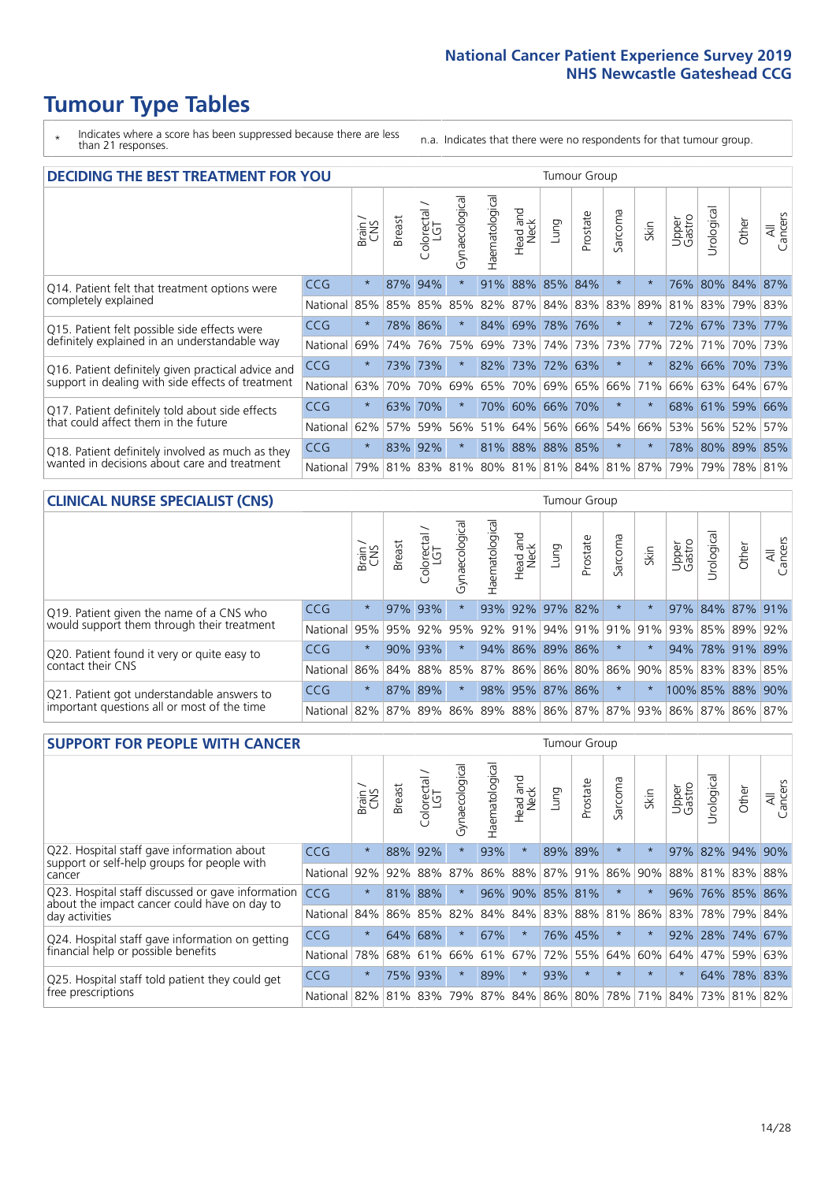# Tumour Type Tables

\* Indicates where a score has been suppressed because there are less than 21 responses.

n.a. Indicates that there were no respondents for that tumour group.

## DECIDING THE BEST TREATMENT FOR YOU

| | | Brain / CNS | Breast | Colorectal / LGT | Gynaecological | Haematological | Head and Neck | Lung | Prostate | Sarcoma | Skin | Upper Gastro | Urological | Other | All Cancers |
|---|---|---|---|---|---|---|---|---|---|---|---|---|---|---|---|
| Q14. Patient felt that treatment options were completely explained | CCG | * | 87% | 94% | * | 91% | 88% | 85% | 84% | * | * | 76% | 80% | 84% | 87% |
| | National | 85% | 85% | 85% | 85% | 82% | 87% | 84% | 83% | 83% | 89% | 81% | 83% | 79% | 83% |
| Q15. Patient felt possible side effects were definitely explained in an understandable way | CCG | * | 78% | 86% | * | 84% | 69% | 78% | 76% | * | * | 72% | 67% | 73% | 77% |
| | National | 69% | 74% | 76% | 75% | 69% | 73% | 74% | 73% | 73% | 77% | 72% | 71% | 70% | 73% |
| Q16. Patient definitely given practical advice and support in dealing with side effects of treatment | CCG | * | 73% | 73% | * | 82% | 73% | 72% | 63% | * | * | 82% | 66% | 70% | 73% |
| | National | 63% | 70% | 70% | 69% | 65% | 70% | 69% | 65% | 66% | 71% | 66% | 63% | 64% | 67% |
| Q17. Patient definitely told about side effects that could affect them in the future | CCG | * | 63% | 70% | * | 70% | 60% | 66% | 70% | * | * | 68% | 61% | 59% | 66% |
| | National | 62% | 57% | 59% | 56% | 51% | 64% | 56% | 66% | 54% | 66% | 53% | 56% | 52% | 57% |
| Q18. Patient definitely involved as much as they wanted in decisions about care and treatment | CCG | * | 83% | 92% | * | 81% | 88% | 88% | 85% | * | * | 78% | 80% | 89% | 85% |
| | National | 79% | 81% | 83% | 81% | 80% | 81% | 81% | 84% | 81% | 87% | 79% | 79% | 78% | 81% |

## CLINICAL NURSE SPECIALIST (CNS)

| | | Brain / CNS | Breast | Colorectal / LGT | Gynaecological | Haematological | Head and Neck | Lung | Prostate | Sarcoma | Skin | Upper Gastro | Urological | Other | All Cancers |
|---|---|---|---|---|---|---|---|---|---|---|---|---|---|---|---|
| Q19. Patient given the name of a CNS who would support them through their treatment | CCG | * | 97% | 93% | * | 93% | 92% | 97% | 82% | * | * | 97% | 84% | 87% | 91% |
| | National | 95% | 95% | 92% | 95% | 92% | 91% | 94% | 91% | 91% | 91% | 93% | 85% | 89% | 92% |
| Q20. Patient found it very or quite easy to contact their CNS | CCG | * | 90% | 93% | * | 94% | 86% | 89% | 86% | * | * | 94% | 78% | 91% | 89% |
| | National | 86% | 84% | 88% | 85% | 87% | 86% | 86% | 80% | 86% | 90% | 85% | 83% | 83% | 85% |
| Q21. Patient got understandable answers to important questions all or most of the time | CCG | * | 87% | 89% | * | 98% | 95% | 87% | 86% | * | * | 100% | 85% | 88% | 90% |
| | National | 82% | 87% | 89% | 86% | 89% | 88% | 86% | 87% | 87% | 93% | 86% | 87% | 86% | 87% |

## SUPPORT FOR PEOPLE WITH CANCER

| | | Brain / CNS | Breast | Colorectal / LGT | Gynaecological | Haematological | Head and Neck | Lung | Prostate | Sarcoma | Skin | Upper Gastro | Urological | Other | All Cancers |
|---|---|---|---|---|---|---|---|---|---|---|---|---|---|---|---|
| Q22. Hospital staff gave information about support or self-help groups for people with cancer | CCG | * | 88% | 92% | * | 93% | * | 89% | 89% | * | * | 97% | 82% | 94% | 90% |
| | National | 92% | 92% | 88% | 87% | 86% | 88% | 87% | 91% | 86% | 90% | 88% | 81% | 83% | 88% |
| Q23. Hospital staff discussed or gave information about the impact cancer could have on day to day activities | CCG | * | 81% | 88% | * | 96% | 90% | 85% | 81% | * | * | 96% | 76% | 85% | 86% |
| | National | 84% | 86% | 85% | 82% | 84% | 84% | 83% | 88% | 81% | 86% | 83% | 78% | 79% | 84% |
| Q24. Hospital staff gave information on getting financial help or possible benefits | CCG | * | 64% | 68% | * | 67% | * | 76% | 45% | * | * | 92% | 28% | 74% | 67% |
| | National | 78% | 68% | 61% | 66% | 61% | 67% | 72% | 55% | 64% | 60% | 64% | 47% | 59% | 63% |
| Q25. Hospital staff told patient they could get free prescriptions | CCG | * | 75% | 93% | * | 89% | * | 93% | * | * | * | * | 64% | 78% | 83% |
| | National | 82% | 81% | 83% | 79% | 87% | 84% | 86% | 80% | 78% | 71% | 84% | 73% | 81% | 82% |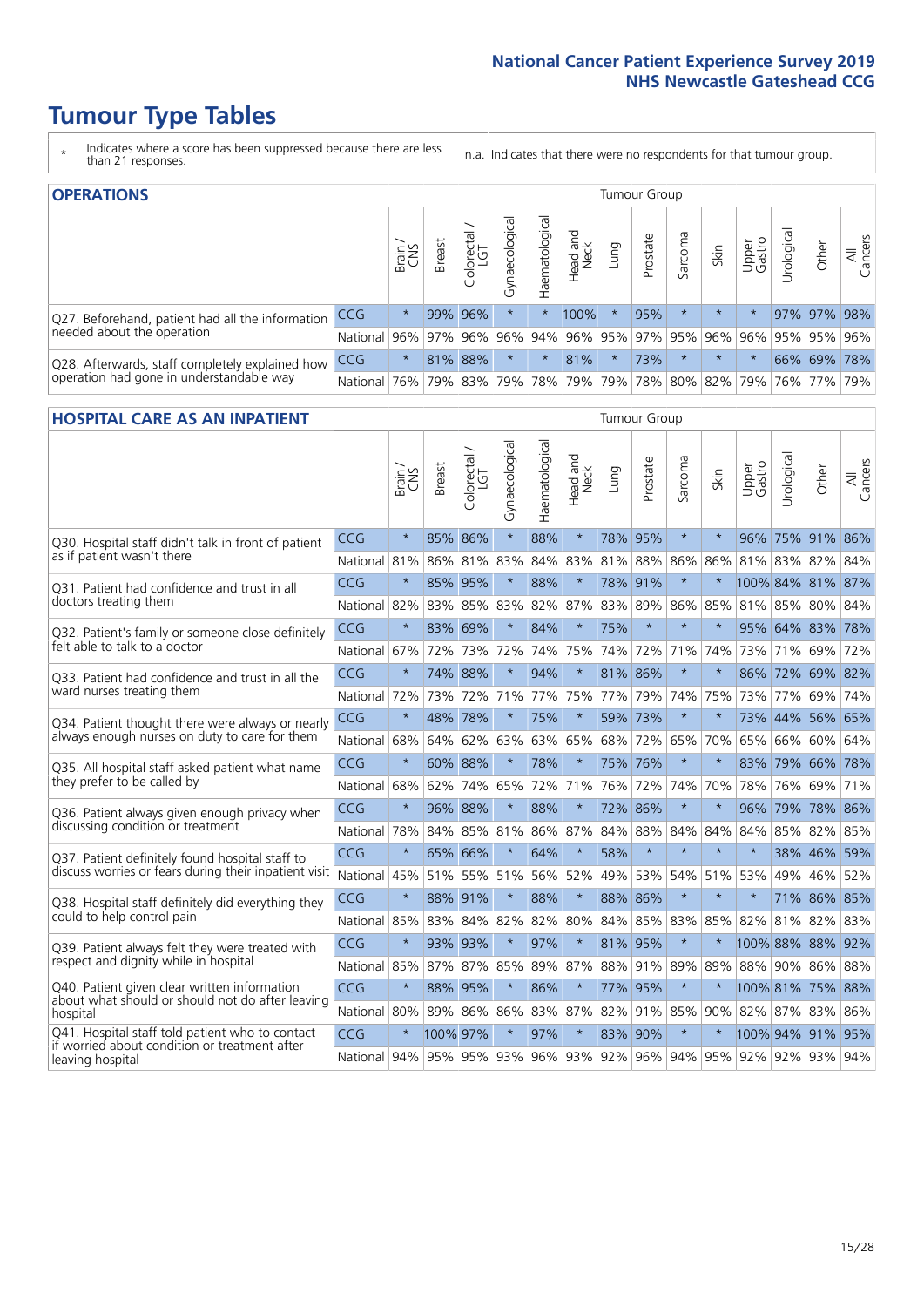# Tumour Type Tables

\* Indicates where a score has been suppressed because there are less than 21 responses.

n.a. Indicates that there were no respondents for that tumour group.

## OPERATIONS

| | | Brain / CNS | Breast | Colorectal / LGT | Gynaecological | Haematological | Head and Neck | Lung | Prostate | Sarcoma | Skin | Upper Gastro | Urological | Other | All Cancers |
|---|---|---|---|---|---|---|---|---|---|---|---|---|---|---|---|
| Q27. Beforehand, patient had all the information needed about the operation | CCG | * | 99% | 96% | * | * | 100% | * | 95% | * | * | * | 97% | 97% | 98% |
| | National | 96% | 97% | 96% | 96% | 94% | 96% | 95% | 97% | 95% | 96% | 96% | 95% | 95% | 96% |
| Q28. Afterwards, staff completely explained how operation had gone in understandable way | CCG | * | 81% | 88% | * | * | 81% | * | 73% | * | * | * | 66% | 69% | 78% |
| | National | 76% | 79% | 83% | 79% | 78% | 79% | 79% | 78% | 80% | 82% | 79% | 76% | 77% | 79% |

## HOSPITAL CARE AS AN INPATIENT

| | | Brain / CNS | Breast | Colorectal / LGT | Gynaecological | Haematological | Head and Neck | Lung | Prostate | Sarcoma | Skin | Upper Gastro | Urological | Other | All Cancers |
|---|---|---|---|---|---|---|---|---|---|---|---|---|---|---|---|
| Q30. Hospital staff didn't talk in front of patient as if patient wasn't there | CCG | * | 85% | 86% | * | 88% | * | 78% | 95% | * | * | 96% | 75% | 91% | 86% |
| | National | 81% | 86% | 81% | 83% | 84% | 83% | 81% | 88% | 86% | 86% | 81% | 83% | 82% | 84% |
| Q31. Patient had confidence and trust in all doctors treating them | CCG | * | 85% | 95% | * | 88% | * | 78% | 91% | * | * | 100% | 84% | 81% | 87% |
| | National | 82% | 83% | 85% | 83% | 82% | 87% | 83% | 89% | 86% | 85% | 81% | 85% | 80% | 84% |
| Q32. Patient's family or someone close definitely felt able to talk to a doctor | CCG | * | 83% | 69% | * | 84% | * | 75% | * | * | * | 95% | 64% | 83% | 78% |
| | National | 67% | 72% | 73% | 72% | 74% | 75% | 74% | 72% | 71% | 74% | 73% | 71% | 69% | 72% |
| Q33. Patient had confidence and trust in all the ward nurses treating them | CCG | * | 74% | 88% | * | 94% | * | 81% | 86% | * | * | 86% | 72% | 69% | 82% |
| | National | 72% | 73% | 72% | 71% | 77% | 75% | 77% | 79% | 74% | 75% | 73% | 77% | 69% | 74% |
| Q34. Patient thought there were always or nearly always enough nurses on duty to care for them | CCG | * | 48% | 78% | * | 75% | * | 59% | 73% | * | * | 73% | 44% | 56% | 65% |
| | National | 68% | 64% | 62% | 63% | 63% | 65% | 68% | 72% | 65% | 70% | 65% | 66% | 60% | 64% |
| Q35. All hospital staff asked patient what name they prefer to be called by | CCG | * | 60% | 88% | * | 78% | * | 75% | 76% | * | * | 83% | 79% | 66% | 78% |
| | National | 68% | 62% | 74% | 65% | 72% | 71% | 76% | 72% | 74% | 70% | 78% | 76% | 69% | 71% |
| Q36. Patient always given enough privacy when discussing condition or treatment | CCG | * | 96% | 88% | * | 88% | * | 72% | 86% | * | * | 96% | 79% | 78% | 86% |
| | National | 78% | 84% | 85% | 81% | 86% | 87% | 84% | 88% | 84% | 84% | 84% | 85% | 82% | 85% |
| Q37. Patient definitely found hospital staff to discuss worries or fears during their inpatient visit | CCG | * | 65% | 66% | * | 64% | * | 58% | * | * | * | * | 38% | 46% | 59% |
| | National | 45% | 51% | 55% | 51% | 56% | 52% | 49% | 53% | 54% | 51% | 53% | 49% | 46% | 52% |
| Q38. Hospital staff definitely did everything they could to help control pain | CCG | * | 88% | 91% | * | 88% | * | 88% | 86% | * | * | * | 71% | 86% | 85% |
| | National | 85% | 83% | 84% | 82% | 82% | 80% | 84% | 85% | 83% | 85% | 82% | 81% | 82% | 83% |
| Q39. Patient always felt they were treated with respect and dignity while in hospital | CCG | * | 93% | 93% | * | 97% | * | 81% | 95% | * | * | 100% | 88% | 88% | 92% |
| | National | 85% | 87% | 87% | 85% | 89% | 87% | 88% | 91% | 89% | 89% | 88% | 90% | 86% | 88% |
| Q40. Patient given clear written information about what should or should not do after leaving hospital | CCG | * | 88% | 95% | * | 86% | * | 77% | 95% | * | * | 100% | 81% | 75% | 88% |
| | National | 80% | 89% | 86% | 86% | 83% | 87% | 82% | 91% | 85% | 90% | 82% | 87% | 83% | 86% |
| Q41. Hospital staff told patient who to contact if worried about condition or treatment after leaving hospital | CCG | * | 100% | 97% | * | 97% | * | 83% | 90% | * | * | 100% | 94% | 91% | 95% |
| | National | 94% | 95% | 95% | 93% | 96% | 93% | 92% | 96% | 94% | 95% | 92% | 92% | 93% | 94% |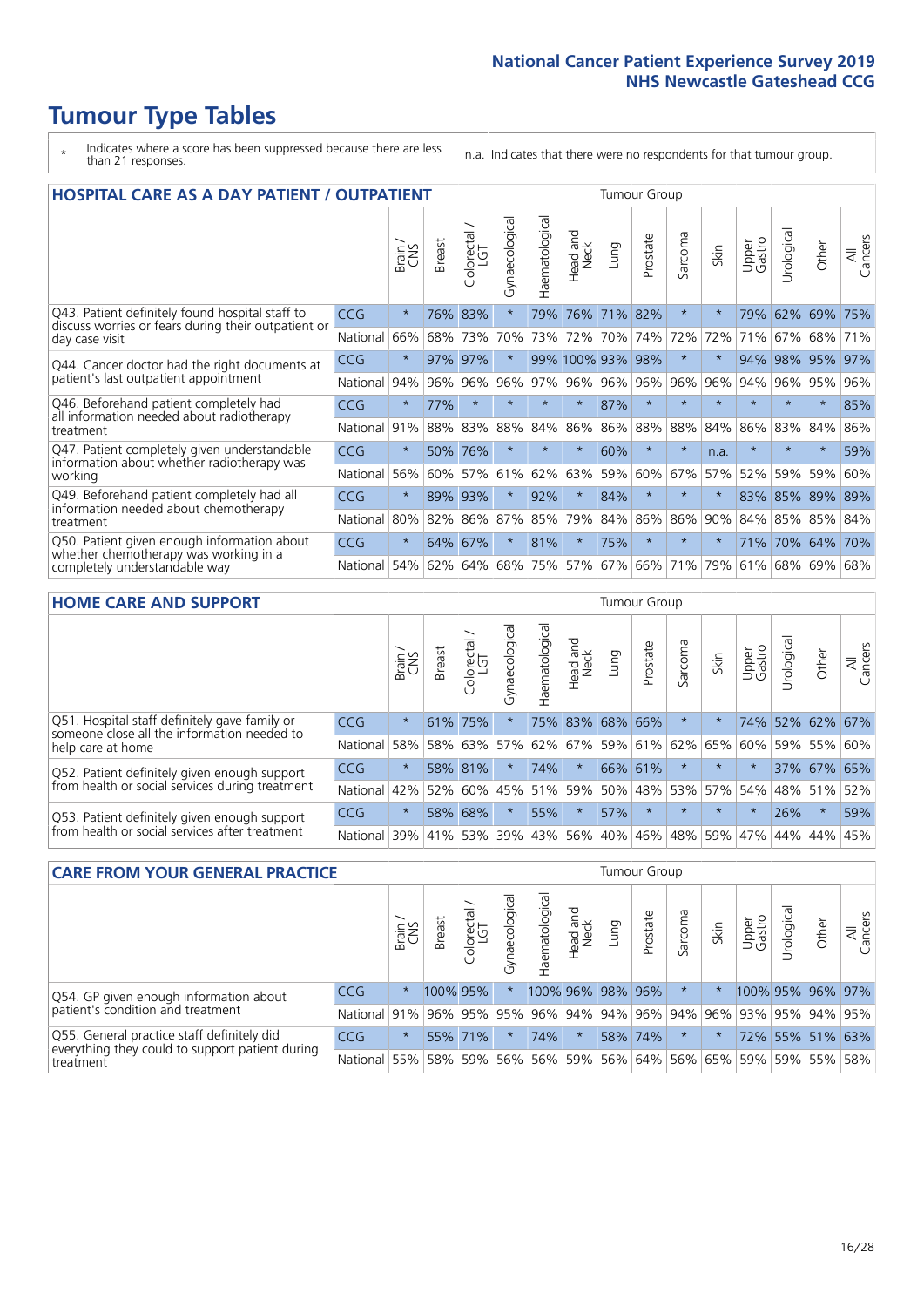# Tumour Type Tables

- \* Indicates where a score has been suppressed because there are less than 21 responses.
- n.a. Indicates that there were no respondents for that tumour group.

## HOSPITAL CARE AS A DAY PATIENT / OUTPATIENT

| | | Brain / CNS | Breast | Colorectal / LGT | Gynaecological | Haematological | Head and Neck | Lung | Prostate | Sarcoma | Skin | Upper Gastro | Urological | Other | All Cancers |
|---|---|---|---|---|---|---|---|---|---|---|---|---|---|---|---|
| Q43. Patient definitely found hospital staff to discuss worries or fears during their outpatient or day case visit | CCG | * | 76% | 83% | * | 79% | 76% | 71% | 82% | * | * | 79% | 62% | 69% | 75% |
| | National | 66% | 68% | 73% | 70% | 73% | 72% | 70% | 74% | 72% | 72% | 71% | 67% | 68% | 71% |
| Q44. Cancer doctor had the right documents at patient's last outpatient appointment | CCG | * | 97% | 97% | * | 99% | 100% | 93% | 98% | * | * | 94% | 98% | 95% | 97% |
| | National | 94% | 96% | 96% | 96% | 97% | 96% | 96% | 96% | 96% | 96% | 94% | 96% | 95% | 96% |
| Q46. Beforehand patient completely had all information needed about radiotherapy treatment | CCG | * | 77% | * | * | * | * | 87% | * | * | * | * | * | * | 85% |
| | National | 91% | 88% | 83% | 88% | 84% | 86% | 86% | 88% | 88% | 84% | 86% | 83% | 84% | 86% |
| Q47. Patient completely given understandable information about whether radiotherapy was working | CCG | * | 50% | 76% | * | * | * | 60% | * | * | n.a. | * | * | * | 59% |
| | National | 56% | 60% | 57% | 61% | 62% | 63% | 59% | 60% | 67% | 57% | 52% | 59% | 59% | 60% |
| Q49. Beforehand patient completely had all information needed about chemotherapy treatment | CCG | * | 89% | 93% | * | 92% | * | 84% | * | * | * | 83% | 85% | 89% | 89% |
| | National | 80% | 82% | 86% | 87% | 85% | 79% | 84% | 86% | 86% | 90% | 84% | 85% | 85% | 84% |
| Q50. Patient given enough information about whether chemotherapy was working in a completely understandable way | CCG | * | 64% | 67% | * | 81% | * | 75% | * | * | * | 71% | 70% | 64% | 70% |
| | National | 54% | 62% | 64% | 68% | 75% | 57% | 67% | 66% | 71% | 79% | 61% | 68% | 69% | 68% |

## HOME CARE AND SUPPORT

| | | Brain / CNS | Breast | Colorectal / LGT | Gynaecological | Haematological | Head and Neck | Lung | Prostate | Sarcoma | Skin | Upper Gastro | Urological | Other | All Cancers |
|---|---|---|---|---|---|---|---|---|---|---|---|---|---|---|---|
| Q51. Hospital staff definitely gave family or someone close all the information needed to help care at home | CCG | * | 61% | 75% | * | 75% | 83% | 68% | 66% | * | * | 74% | 52% | 62% | 67% |
| | National | 58% | 58% | 63% | 57% | 62% | 67% | 59% | 61% | 62% | 65% | 60% | 59% | 55% | 60% |
| Q52. Patient definitely given enough support from health or social services during treatment | CCG | * | 58% | 81% | * | 74% | * | 66% | 61% | * | * | * | 37% | 67% | 65% |
| | National | 42% | 52% | 60% | 45% | 51% | 59% | 50% | 48% | 53% | 57% | 54% | 48% | 51% | 52% |
| Q53. Patient definitely given enough support from health or social services after treatment | CCG | * | 58% | 68% | * | 55% | * | 57% | * | * | * | * | 26% | * | 59% |
| | National | 39% | 41% | 53% | 39% | 43% | 56% | 40% | 46% | 48% | 59% | 47% | 44% | 44% | 45% |

## CARE FROM YOUR GENERAL PRACTICE

| | | Brain / CNS | Breast | Colorectal / LGT | Gynaecological | Haematological | Head and Neck | Lung | Prostate | Sarcoma | Skin | Upper Gastro | Urological | Other | All Cancers |
|---|---|---|---|---|---|---|---|---|---|---|---|---|---|---|---|
| Q54. GP given enough information about patient's condition and treatment | CCG | * | 100% | 95% | * | 100% | 96% | 98% | 96% | * | * | 100% | 95% | 96% | 97% |
| | National | 91% | 96% | 95% | 95% | 96% | 94% | 94% | 96% | 94% | 96% | 93% | 95% | 94% | 95% |
| Q55. General practice staff definitely did everything they could to support patient during treatment | CCG | * | 55% | 71% | * | 74% | * | 58% | 74% | * | * | 72% | 55% | 51% | 63% |
| | National | 55% | 58% | 59% | 56% | 56% | 59% | 56% | 64% | 56% | 65% | 59% | 59% | 55% | 58% |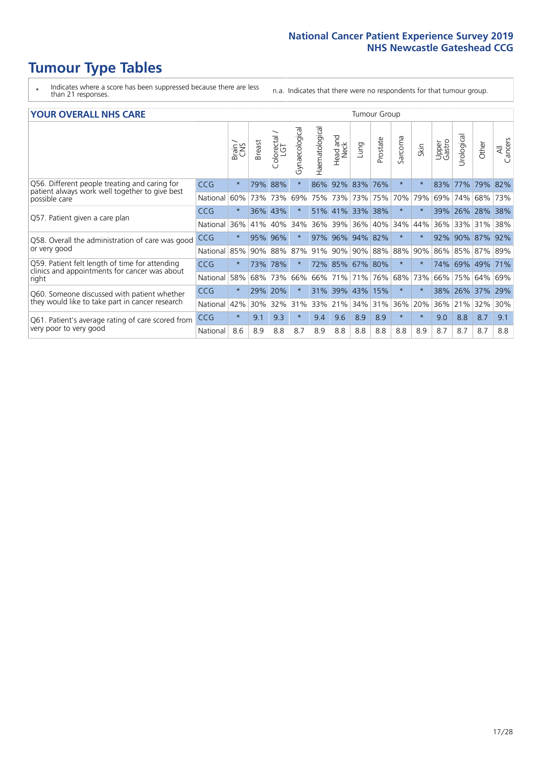# Tumour Type Tables

- \* Indicates where a score has been suppressed because there are less than 21 responses.
- n.a. Indicates that there were no respondents for that tumour group.

## YOUR OVERALL NHS CARE

| | | Brain / CNS | Breast | Colorectal / LGT | Gynaecological | Haematological | Head and Neck | Lung | Prostate | Sarcoma | Skin | Upper Gastro | Urological | Other | All Cancers |
|---|---|---|---|---|---|---|---|---|---|---|---|---|---|---|---|
| Q56. Different people treating and caring for patient always work well together to give best possible care | CCG | * | 79% | 88% | * | 86% | 92% | 83% | 76% | * | * | 83% | 77% | 79% | 82% |
| | National | 60% | 73% | 73% | 69% | 75% | 73% | 73% | 75% | 70% | 79% | 69% | 74% | 68% | 73% |
| Q57. Patient given a care plan | CCG | * | 36% | 43% | * | 51% | 41% | 33% | 38% | * | * | 39% | 26% | 28% | 38% |
| | National | 36% | 41% | 40% | 34% | 36% | 39% | 36% | 40% | 34% | 44% | 36% | 33% | 31% | 38% |
| Q58. Overall the administration of care was good or very good | CCG | * | 95% | 96% | * | 97% | 96% | 94% | 82% | * | * | 92% | 90% | 87% | 92% |
| | National | 85% | 90% | 88% | 87% | 91% | 90% | 90% | 88% | 88% | 90% | 86% | 85% | 87% | 89% |
| Q59. Patient felt length of time for attending clinics and appointments for cancer was about right | CCG | * | 73% | 78% | * | 72% | 85% | 67% | 80% | * | * | 74% | 69% | 49% | 71% |
| | National | 58% | 68% | 73% | 66% | 66% | 71% | 71% | 76% | 68% | 73% | 66% | 75% | 64% | 69% |
| Q60. Someone discussed with patient whether they would like to take part in cancer research | CCG | * | 29% | 20% | * | 31% | 39% | 43% | 15% | * | * | 38% | 26% | 37% | 29% |
| | National | 42% | 30% | 32% | 31% | 33% | 21% | 34% | 31% | 36% | 20% | 36% | 21% | 32% | 30% |
| Q61. Patient's average rating of care scored from very poor to very good | CCG | * | 9.1 | 9.3 | * | 9.4 | 9.6 | 8.9 | 8.9 | * | * | 9.0 | 8.8 | 8.7 | 9.1 |
| | National | 8.6 | 8.9 | 8.8 | 8.7 | 8.9 | 8.8 | 8.8 | 8.8 | 8.8 | 8.9 | 8.7 | 8.7 | 8.7 | 8.8 |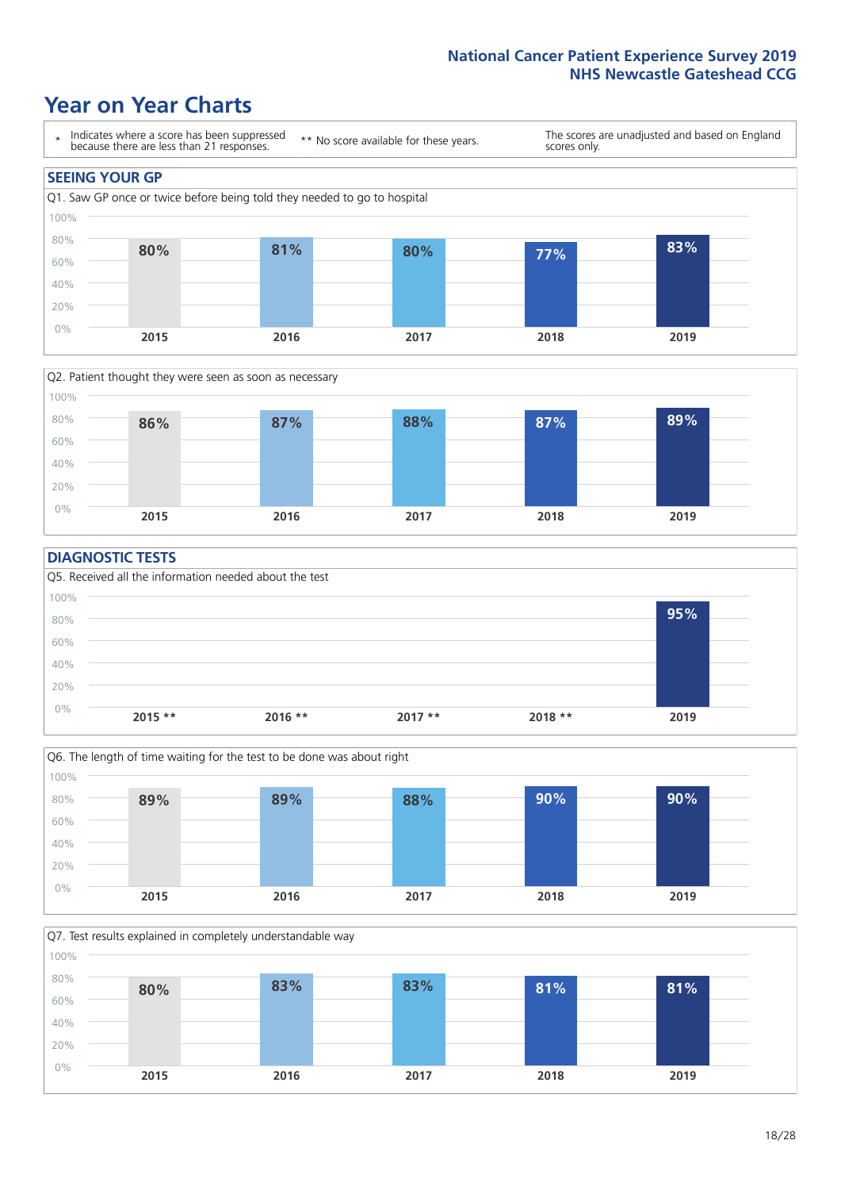# Year on Year Charts

\* Indicates where a score has been suppressed because there are less than 21 responses.

\*\* No score available for these years.

The scores are unadjusted and based on England scores only.

## SEEING YOUR GP

Q1. Saw GP once or twice before being told they needed to go to hospital

100%
80%
60%
40%
20%
0%

80% 2015
81% 2016
80% 2017
77% 2018
83% 2019

Q2. Patient thought they were seen as soon as necessary

100%
80%
60%
40%
20%
0%

86% 2015
87% 2016
88% 2017
87% 2018
89% 2019

## DIAGNOSTIC TESTS

Q5. Received all the information needed about the test

100%
80%
60%
40%
20%
0%

2015 **
2016 **
2017 **
2018 **
95% 2019

Q6. The length of time waiting for the test to be done was about right

100%
80%
60%
40%
20%
0%

89% 2015
89% 2016
88% 2017
90% 2018
90% 2019

Q7. Test results explained in completely understandable way

100%
80%
60%
40%
20%
0%

80% 2015
83% 2016
83% 2017
81% 2018
81% 2019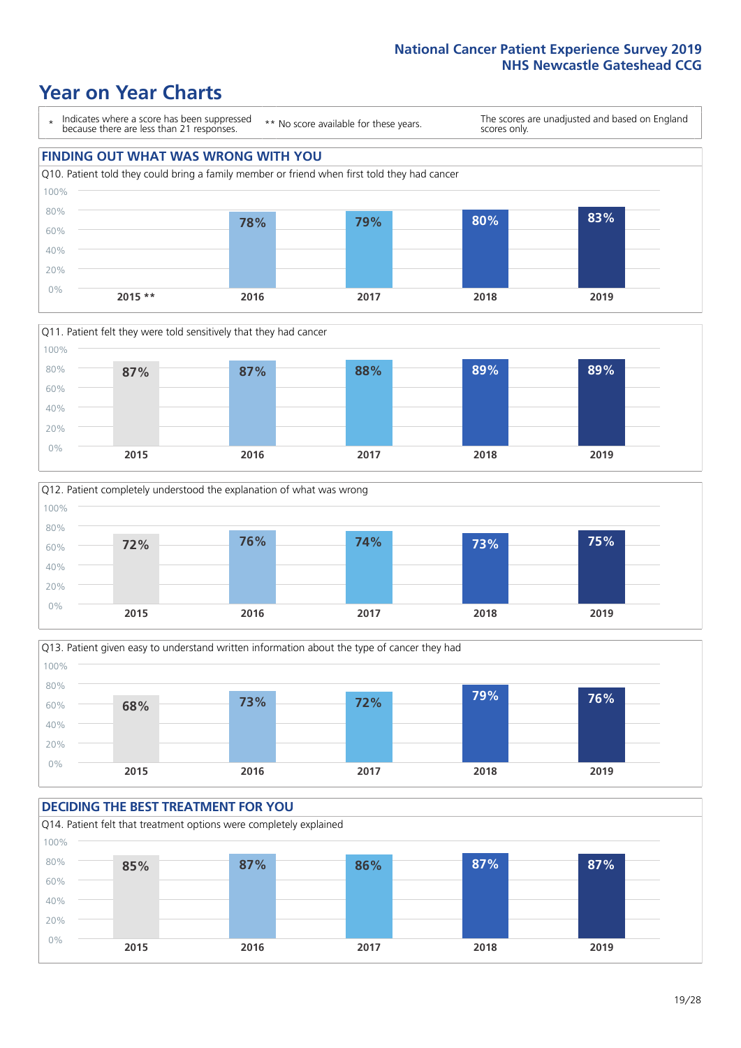# Year on Year Charts

\* Indicates where a score has been suppressed because there are less than 21 responses.

\*\* No score available for these years.

The scores are unadjusted and based on England scores only.

## FINDING OUT WHAT WAS WRONG WITH YOU

Q10. Patient told they could bring a family member or friend when first told they had cancer

100%
80%
60%
40%
20%
0%

2015 **
78% 2016
79% 2017
80% 2018
83% 2019

Q11. Patient felt they were told sensitively that they had cancer

100%
80%
60%
40%
20%
0%

87% 2015
87% 2016
88% 2017
89% 2018
89% 2019

Q12. Patient completely understood the explanation of what was wrong

100%
80%
60%
40%
20%
0%

72% 2015
76% 2016
74% 2017
73% 2018
75% 2019

Q13. Patient given easy to understand written information about the type of cancer they had

100%
80%
60%
40%
20%
0%

68% 2015
73% 2016
72% 2017
79% 2018
76% 2019

## DECIDING THE BEST TREATMENT FOR YOU

Q14. Patient felt that treatment options were completely explained

100%
80%
60%
40%
20%
0%

85% 2015
87% 2016
86% 2017
87% 2018
87% 2019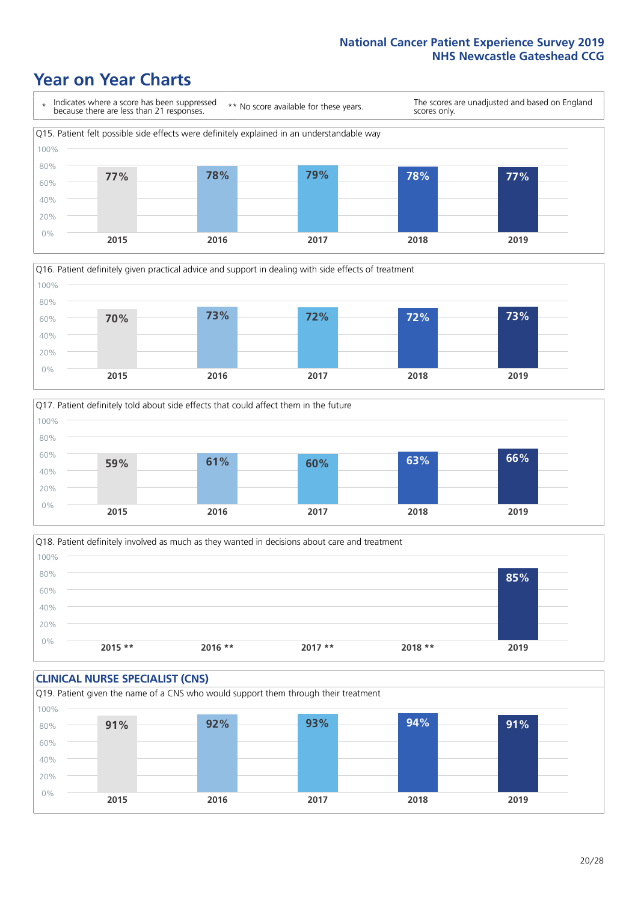# Year on Year Charts

\* Indicates where a score has been suppressed because there are less than 21 responses.

** No score available for these years.

The scores are unadjusted and based on England scores only.

Q15. Patient felt possible side effects were definitely explained in an understandable way

100%
80%
60%
40%
20%
0%

77% 78% 79% 78% 77%

2015 2016 2017 2018 2019

Q16. Patient definitely given practical advice and support in dealing with side effects of treatment

100%
80%
60%
40%
20%
0%

70% 73% 72% 72% 73%

2015 2016 2017 2018 2019

Q17. Patient definitely told about side effects that could affect them in the future

100%
80%
60%
40%
20%
0%

59% 61% 60% 63% 66%

2015 2016 2017 2018 2019

Q18. Patient definitely involved as much as they wanted in decisions about care and treatment

100%
80%
60%
40%
20%
0%

85%

2015 ** 2016 ** 2017 ** 2018 ** 2019

## CLINICAL NURSE SPECIALIST (CNS)

Q19. Patient given the name of a CNS who would support them through their treatment

100%
80%
60%
40%
20%
0%

91% 92% 93% 94% 91%

2015 2016 2017 2018 2019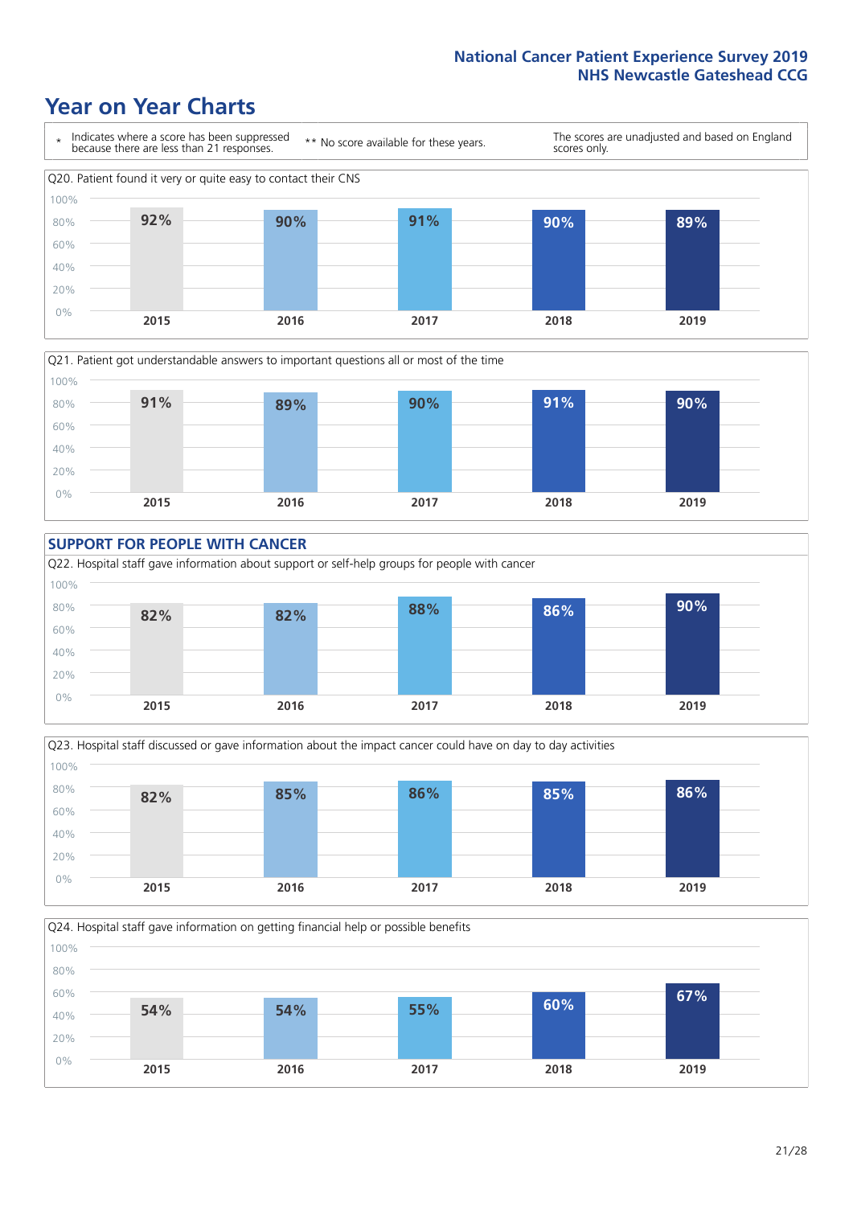# Year on Year Charts

\* Indicates where a score has been suppressed because there are less than 21 responses.

\*\* No score available for these years.

The scores are unadjusted and based on England scores only.

Q20. Patient found it very or quite easy to contact their CNS

100%
80%
60%
40%
20%
0%

92% 2015
90% 2016
91% 2017
90% 2018
89% 2019

Q21. Patient got understandable answers to important questions all or most of the time

100%
80%
60%
40%
20%
0%

91% 2015
89% 2016
90% 2017
91% 2018
90% 2019

## SUPPORT FOR PEOPLE WITH CANCER

Q22. Hospital staff gave information about support or self-help groups for people with cancer

100%
80%
60%
40%
20%
0%

82% 2015
82% 2016
88% 2017
86% 2018
90% 2019

Q23. Hospital staff discussed or gave information about the impact cancer could have on day to day activities

100%
80%
60%
40%
20%
0%

82% 2015
85% 2016
86% 2017
85% 2018
86% 2019

Q24. Hospital staff gave information on getting financial help or possible benefits

100%
80%
60%
40%
20%
0%

54% 2015
54% 2016
55% 2017
60% 2018
67% 2019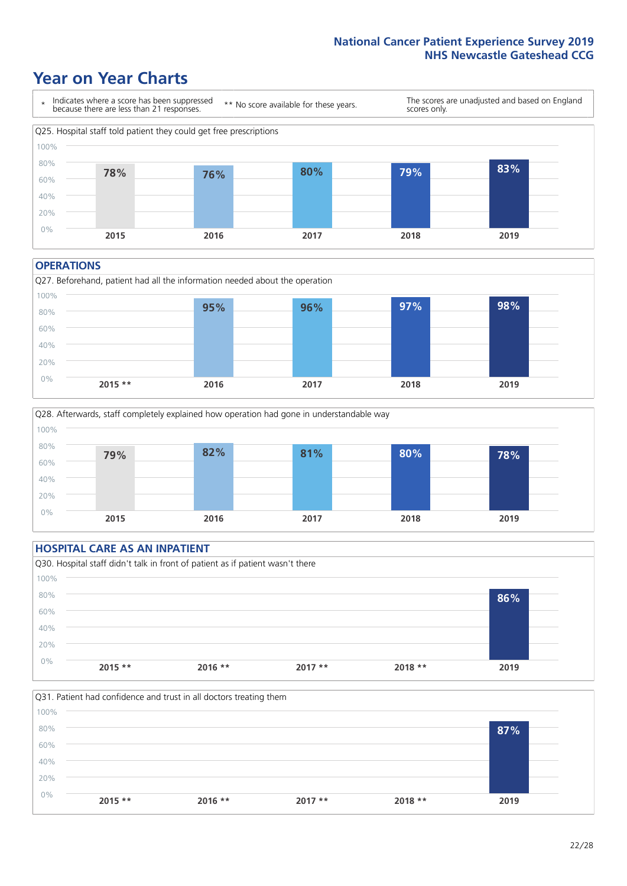National Cancer Patient Experience Survey 2019
NHS Newcastle Gateshead CCG

# Year on Year Charts

\* Indicates where a score has been suppressed because there are less than 21 responses.

** No score available for these years.

The scores are unadjusted and based on England scores only.

Q25. Hospital staff told patient they could get free prescriptions

100%
80%
60%
40%
20%
0%

78% 76% 80% 79% 83%

2015 2016 2017 2018 2019

## OPERATIONS

Q27. Beforehand, patient had all the information needed about the operation

100%
80%
60%
40%
20%
0%

95% 96% 97% 98%

2015 ** 2016 2017 2018 2019

Q28. Afterwards, staff completely explained how operation had gone in understandable way

100%
80%
60%
40%
20%
0%

79% 82% 81% 80% 78%

2015 2016 2017 2018 2019

## HOSPITAL CARE AS AN INPATIENT

Q30. Hospital staff didn't talk in front of patient as if patient wasn't there

100%
80%
60%
40%
20%
0%

86%

2015 ** 2016 ** 2017 ** 2018 ** 2019

Q31. Patient had confidence and trust in all doctors treating them

100%
80%
60%
40%
20%
0%

87%

2015 ** 2016 ** 2017 ** 2018 ** 2019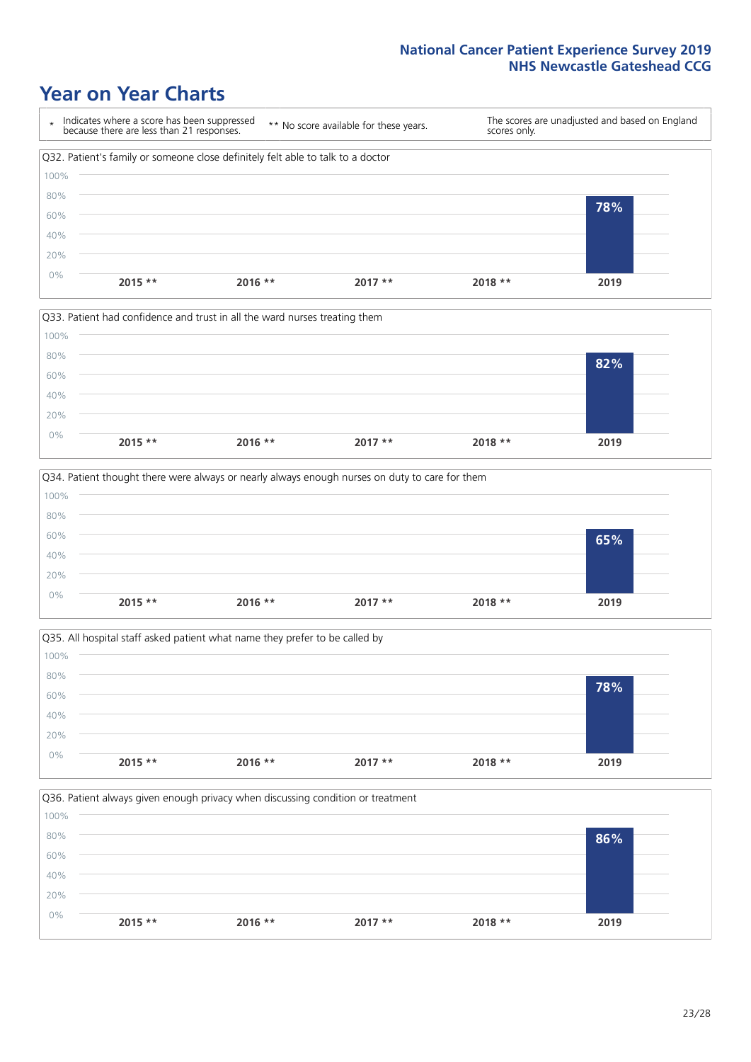National Cancer Patient Experience Survey 2019
NHS Newcastle Gateshead CCG

# Year on Year Charts

\* Indicates where a score has been suppressed because there are less than 21 responses.

** No score available for these years.

The scores are unadjusted and based on England scores only.

Q32. Patient's family or someone close definitely felt able to talk to a doctor

100%
80%
60%
40%
20%
0%

2015 **
2016 **
2017 **
2018 **
2019
78%

Q33. Patient had confidence and trust in all the ward nurses treating them

100%
80%
60%
40%
20%
0%

2015 **
2016 **
2017 **
2018 **
2019
82%

Q34. Patient thought there were always or nearly always enough nurses on duty to care for them

100%
80%
60%
40%
20%
0%

2015 **
2016 **
2017 **
2018 **
2019
65%

Q35. All hospital staff asked patient what name they prefer to be called by

100%
80%
60%
40%
20%
0%

2015 **
2016 **
2017 **
2018 **
2019
78%

Q36. Patient always given enough privacy when discussing condition or treatment

100%
80%
60%
40%
20%
0%

2015 **
2016 **
2017 **
2018 **
2019
86%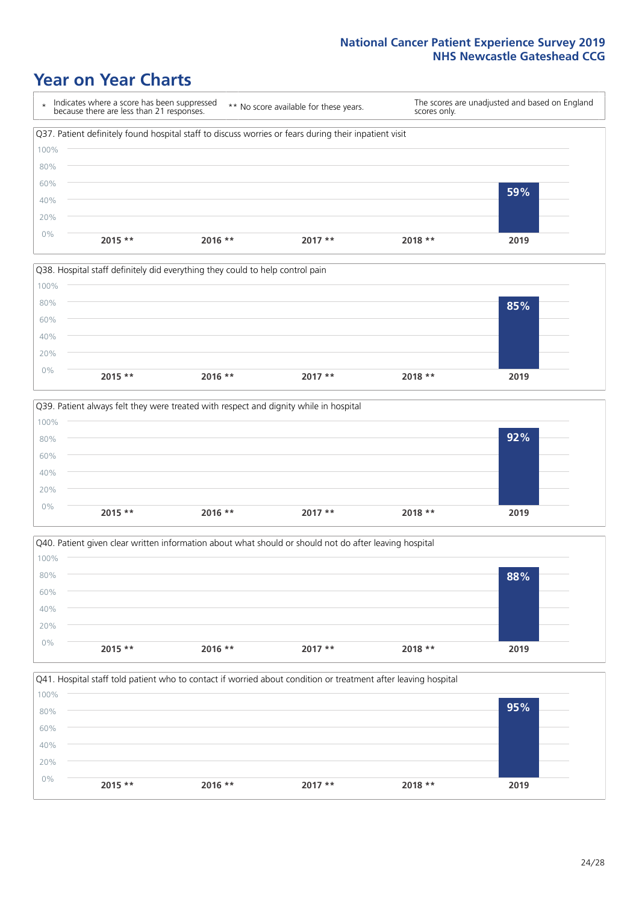# Year on Year Charts

\* Indicates where a score has been suppressed because there are less than 21 responses.

\*\* No score available for these years.

The scores are unadjusted and based on England scores only.

Q37. Patient definitely found hospital staff to discuss worries or fears during their inpatient visit

100%
80%
60%
40%
20%
0%

2015 ** 2016 ** 2017 ** 2018 ** 2019

59%

Q38. Hospital staff definitely did everything they could to help control pain

100%
80%
60%
40%
20%
0%

2015 ** 2016 ** 2017 ** 2018 ** 2019

85%

Q39. Patient always felt they were treated with respect and dignity while in hospital

100%
80%
60%
40%
20%
0%

2015 ** 2016 ** 2017 ** 2018 ** 2019

92%

Q40. Patient given clear written information about what should or should not do after leaving hospital

100%
80%
60%
40%
20%
0%

2015 ** 2016 ** 2017 ** 2018 ** 2019

88%

Q41. Hospital staff told patient who to contact if worried about condition or treatment after leaving hospital

100%
80%
60%
40%
20%
0%

2015 ** 2016 ** 2017 ** 2018 ** 2019

95%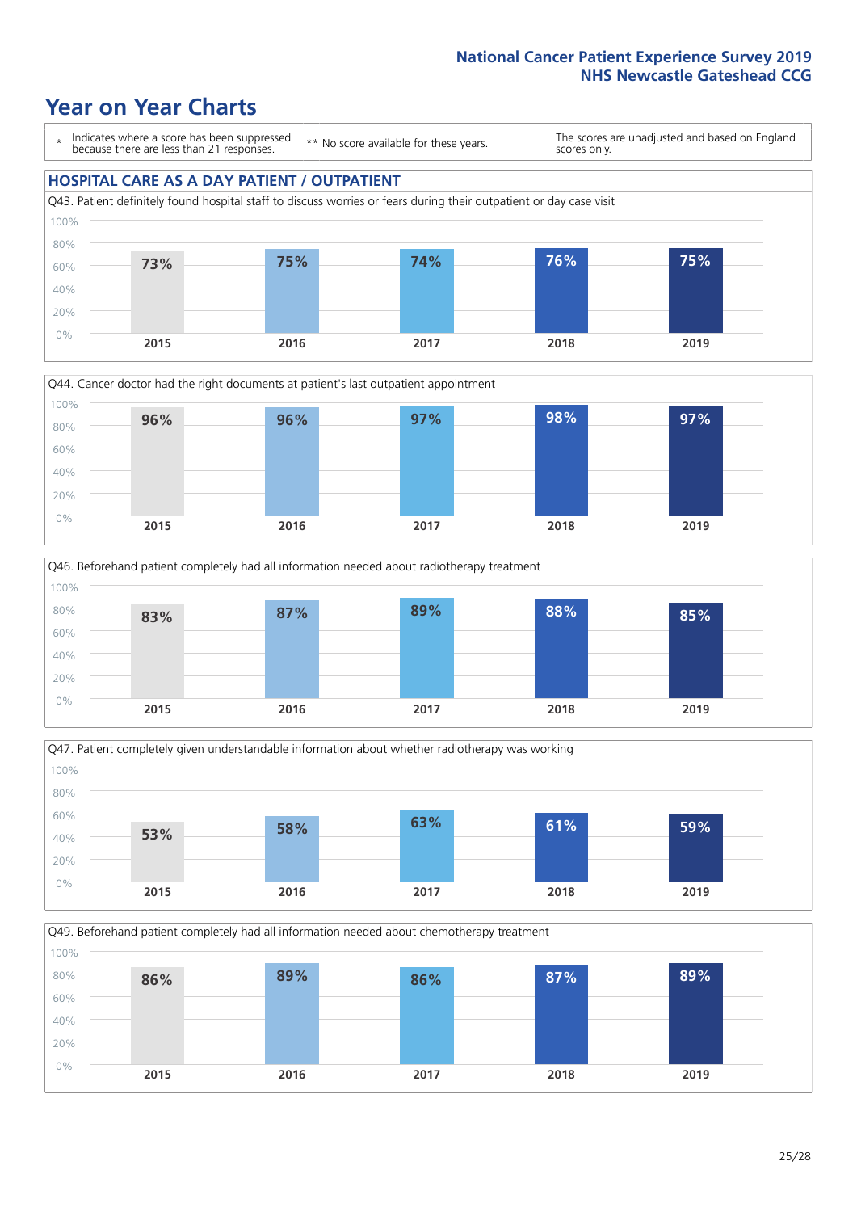# Year on Year Charts

\* Indicates where a score has been suppressed because there are less than 21 responses.

\*\* No score available for these years.

The scores are unadjusted and based on England scores only.

## HOSPITAL CARE AS A DAY PATIENT / OUTPATIENT

Q43. Patient definitely found hospital staff to discuss worries or fears during their outpatient or day case visit

100%
80%
60%
40%
20%
0%

73% 75% 74% 76% 75%

2015 2016 2017 2018 2019

Q44. Cancer doctor had the right documents at patient's last outpatient appointment

100%
80%
60%
40%
20%
0%

96% 96% 97% 98% 97%

2015 2016 2017 2018 2019

Q46. Beforehand patient completely had all information needed about radiotherapy treatment

100%
80%
60%
40%
20%
0%

83% 87% 89% 88% 85%

2015 2016 2017 2018 2019

Q47. Patient completely given understandable information about whether radiotherapy was working

100%
80%
60%
40%
20%
0%

53% 58% 63% 61% 59%

2015 2016 2017 2018 2019

Q49. Beforehand patient completely had all information needed about chemotherapy treatment

100%
80%
60%
40%
20%
0%

86% 89% 86% 87% 89%

2015 2016 2017 2018 2019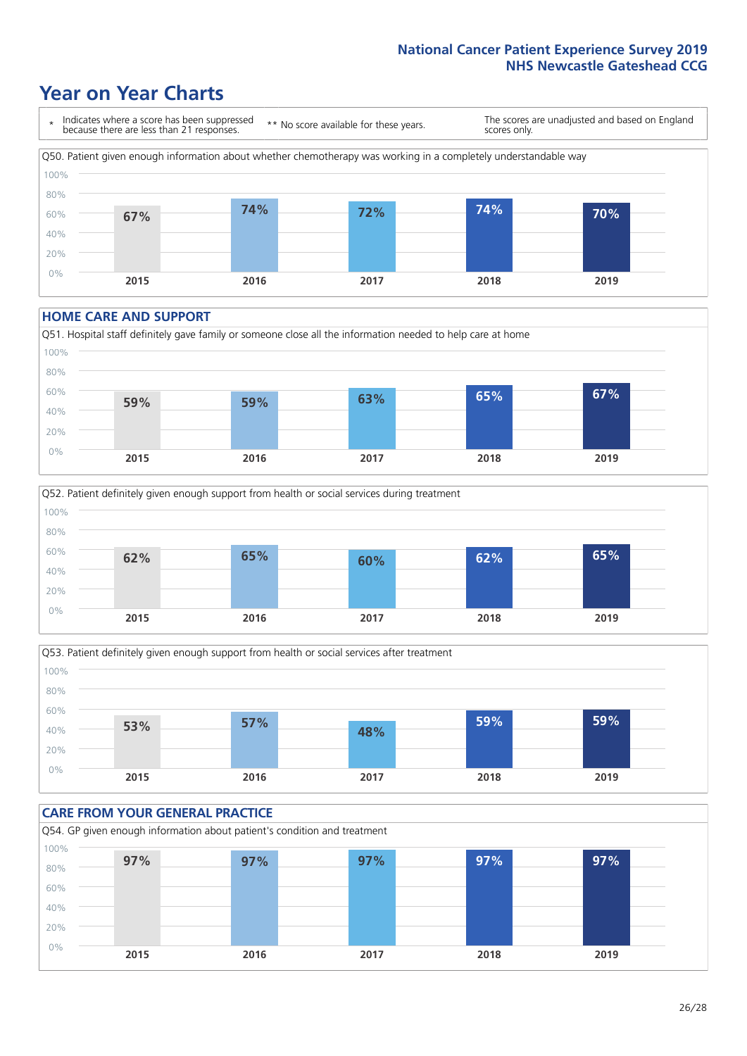# Year on Year Charts

\* Indicates where a score has been suppressed because there are less than 21 responses.

\*\* No score available for these years.

The scores are unadjusted and based on England scores only.

Q50. Patient given enough information about whether chemotherapy was working in a completely understandable way

100%
80%
60%
40%
20%
0%

67% 74% 72% 74% 70%

2015 2016 2017 2018 2019

## HOME CARE AND SUPPORT

Q51. Hospital staff definitely gave family or someone close all the information needed to help care at home

100%
80%
60%
40%
20%
0%

59% 59% 63% 65% 67%

2015 2016 2017 2018 2019

Q52. Patient definitely given enough support from health or social services during treatment

100%
80%
60%
40%
20%
0%

62% 65% 60% 62% 65%

2015 2016 2017 2018 2019

Q53. Patient definitely given enough support from health or social services after treatment

100%
80%
60%
40%
20%
0%

53% 57% 48% 59% 59%

2015 2016 2017 2018 2019

## CARE FROM YOUR GENERAL PRACTICE

Q54. GP given enough information about patient's condition and treatment

100%
80%
60%
40%
20%
0%

97% 97% 97% 97% 97%

2015 2016 2017 2018 2019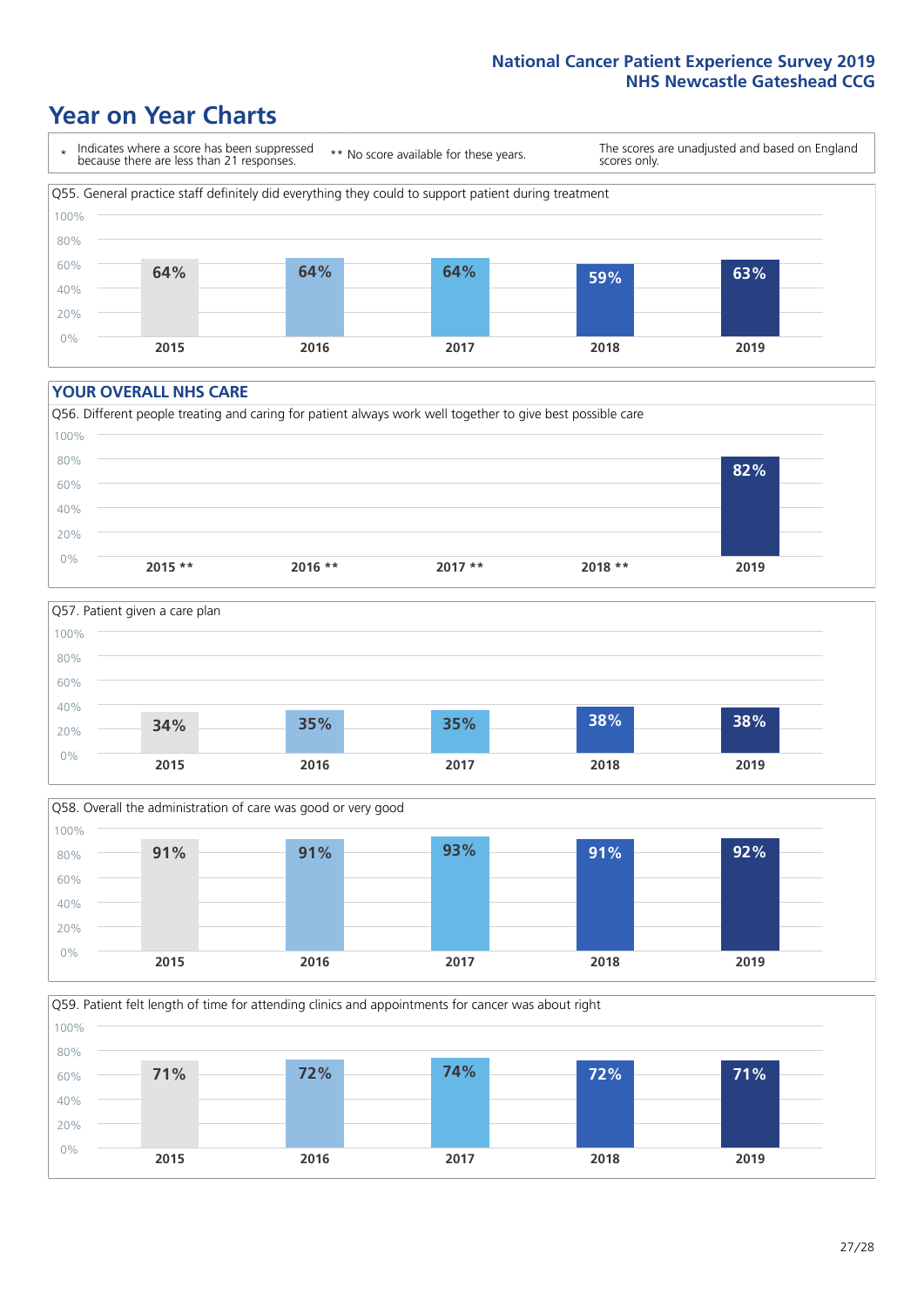# Year on Year Charts

\* Indicates where a score has been suppressed because there are less than 21 responses.

\*\* No score available for these years.

The scores are unadjusted and based on England scores only.

Q55. General practice staff definitely did everything they could to support patient during treatment

100%
80%
60%
40%
20%
0%

64% 2015
64% 2016
64% 2017
59% 2018
63% 2019

## YOUR OVERALL NHS CARE

Q56. Different people treating and caring for patient always work well together to give best possible care

100%
80%
60%
40%
20%
0%

2015 **
2016 **
2017 **
2018 **
82% 2019

Q57. Patient given a care plan

100%
80%
60%
40%
20%
0%

34% 2015
35% 2016
35% 2017
38% 2018
38% 2019

Q58. Overall the administration of care was good or very good

100%
80%
60%
40%
20%
0%

91% 2015
91% 2016
93% 2017
91% 2018
92% 2019

Q59. Patient felt length of time for attending clinics and appointments for cancer was about right

100%
80%
60%
40%
20%
0%

71% 2015
72% 2016
74% 2017
72% 2018
71% 2019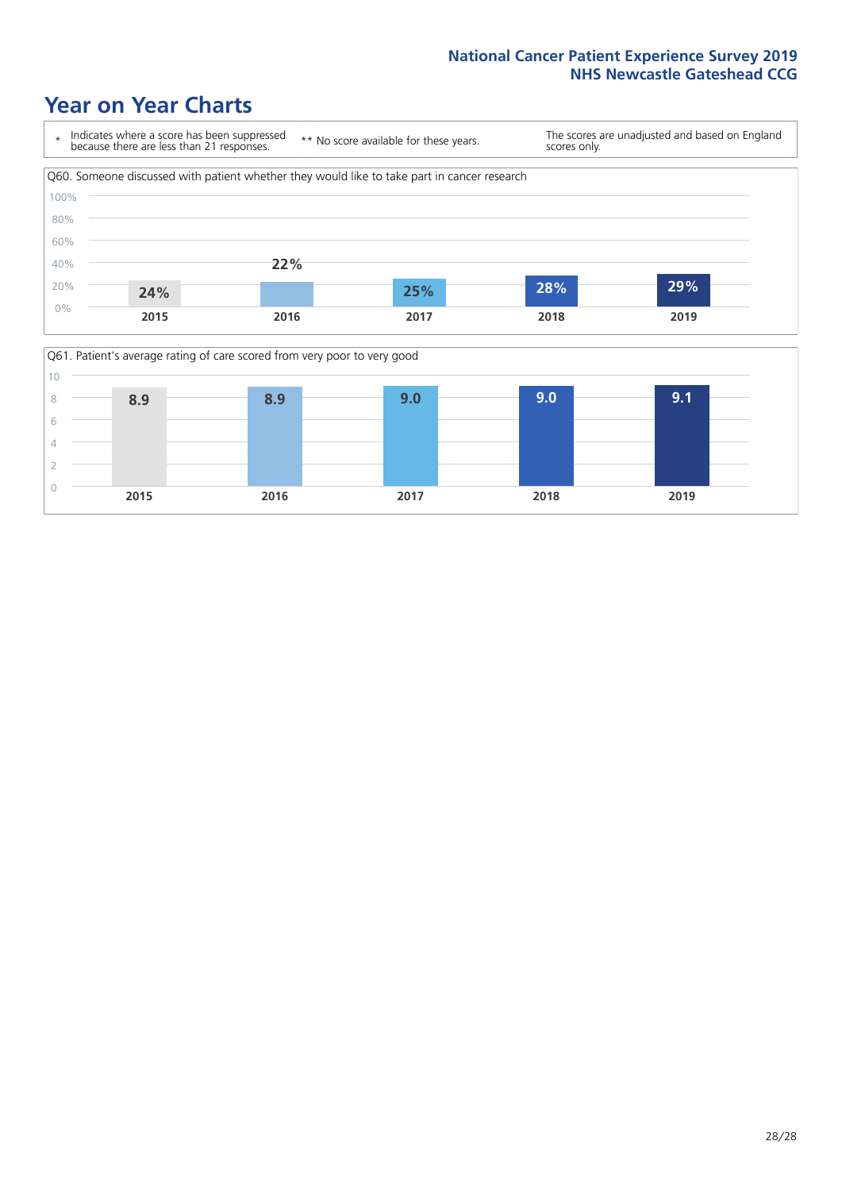# Year on Year Charts

\* Indicates where a score has been suppressed because there are less than 21 responses.

\*\* No score available for these years.

The scores are unadjusted and based on England scores only.

Q60. Someone discussed with patient whether they would like to take part in cancer research

100%
80%
60%
40%
20%
0%

24% 2015
22% 2016
25% 2017
28% 2018
29% 2019

Q61. Patient's average rating of care scored from very poor to very good

10
8
6
4
2
0

8.9 2015
8.9 2016
9.0 2017
9.0 2018
9.1 2019